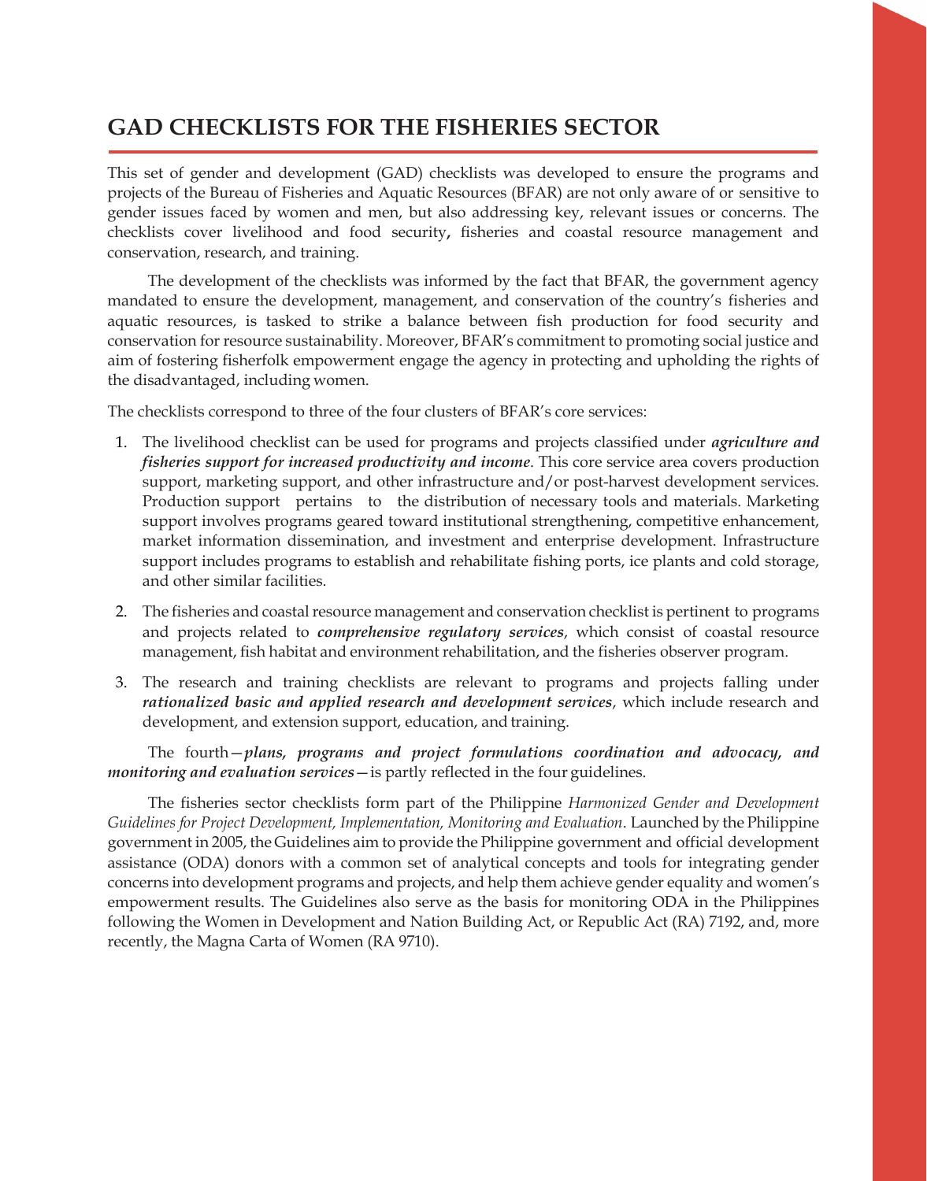# GAD CHECKLISTS FOR THE FISHERIES SECTOR

This set of gender and development (GAD) checklists was developed to ensure the programs and projects of the Bureau of Fisheries and Aquatic Resources (BFAR) are not only aware of or sensitive to gender issues faced by women and men, but also addressing key, relevant issues or concerns. The checklists cover livelihood and food security**,** fisheries and coastal resource management and conservation, research, and training.

The development of the checklists was informed by the fact that BFAR, the government agency mandated to ensure the development, management, and conservation of the country's fisheries and aquatic resources, is tasked to strike a balance between fish production for food security and conservation for resource sustainability. Moreover, BFAR's commitment to promoting social justice and aim of fostering fisherfolk empowerment engage the agency in protecting and upholding the rights of the disadvantaged, including women.

The checklists correspond to three of the four clusters of BFAR's core services:

1. The livelihood checklist can be used for programs and projects classified under ***agriculture and fisheries support for increased productivity and income***. This core service area covers production support, marketing support, and other infrastructure and/or post-harvest development services. Production support pertains to the distribution of necessary tools and materials. Marketing support involves programs geared toward institutional strengthening, competitive enhancement, market information dissemination, and investment and enterprise development. Infrastructure support includes programs to establish and rehabilitate fishing ports, ice plants and cold storage, and other similar facilities.
2. The fisheries and coastal resource management and conservation checklist is pertinent to programs and projects related to ***comprehensive regulatory services***, which consist of coastal resource management, fish habitat and environment rehabilitation, and the fisheries observer program.
3. The research and training checklists are relevant to programs and projects falling under ***rationalized basic and applied research and development services***, which include research and development, and extension support, education, and training.

The fourth—***plans, programs and project formulations coordination and advocacy, and monitoring and evaluation services***—is partly reflected in the four guidelines.

The fisheries sector checklists form part of the Philippine *Harmonized Gender and Development Guidelines for Project Development, Implementation, Monitoring and Evaluation*. Launched by the Philippine government in 2005, the Guidelines aim to provide the Philippine government and official development assistance (ODA) donors with a common set of analytical concepts and tools for integrating gender concerns into development programs and projects, and help them achieve gender equality and women's empowerment results. The Guidelines also serve as the basis for monitoring ODA in the Philippines following the Women in Development and Nation Building Act, or Republic Act (RA) 7192, and, more recently, the Magna Carta of Women (RA 9710).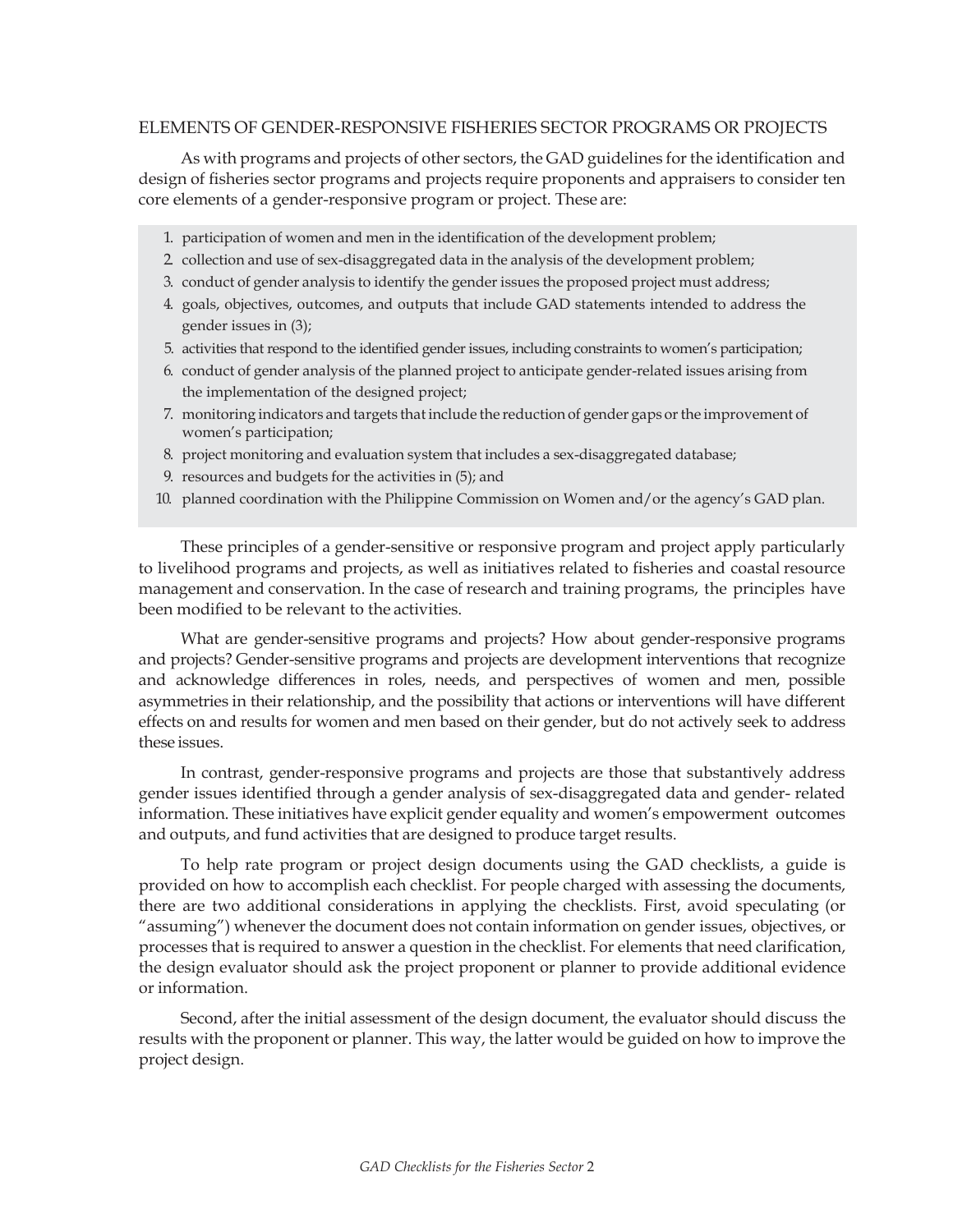## ELEMENTS OF GENDER-RESPONSIVE FISHERIES SECTOR PROGRAMS OR PROJECTS

As with programs and projects of other sectors, the GAD guidelines for the identification and design of fisheries sector programs and projects require proponents and appraisers to consider ten core elements of a gender-responsive program or project. These are:

1. participation of women and men in the identification of the development problem;
2. collection and use of sex-disaggregated data in the analysis of the development problem;
3. conduct of gender analysis to identify the gender issues the proposed project must address;
4. goals, objectives, outcomes, and outputs that include GAD statements intended to address the gender issues in (3);
5. activities that respond to the identified gender issues, including constraints to women's participation;
6. conduct of gender analysis of the planned project to anticipate gender-related issues arising from the implementation of the designed project;
7. monitoring indicators and targets that include the reduction of gender gaps or the improvement of women's participation;
8. project monitoring and evaluation system that includes a sex-disaggregated database;
9. resources and budgets for the activities in (5); and
10. planned coordination with the Philippine Commission on Women and/or the agency's GAD plan.

These principles of a gender-sensitive or responsive program and project apply particularly to livelihood programs and projects, as well as initiatives related to fisheries and coastal resource management and conservation. In the case of research and training programs, the principles have been modified to be relevant to the activities.

What are gender-sensitive programs and projects? How about gender-responsive programs and projects? Gender-sensitive programs and projects are development interventions that recognize and acknowledge differences in roles, needs, and perspectives of women and men, possible asymmetries in their relationship, and the possibility that actions or interventions will have different effects on and results for women and men based on their gender, but do not actively seek to address these issues.

In contrast, gender-responsive programs and projects are those that substantively address gender issues identified through a gender analysis of sex-disaggregated data and gender- related information. These initiatives have explicit gender equality and women's empowerment outcomes and outputs, and fund activities that are designed to produce target results.

To help rate program or project design documents using the GAD checklists, a guide is provided on how to accomplish each checklist. For people charged with assessing the documents, there are two additional considerations in applying the checklists. First, avoid speculating (or "assuming") whenever the document does not contain information on gender issues, objectives, or processes that is required to answer a question in the checklist. For elements that need clarification, the design evaluator should ask the project proponent or planner to provide additional evidence or information.

Second, after the initial assessment of the design document, the evaluator should discuss the results with the proponent or planner. This way, the latter would be guided on how to improve the project design.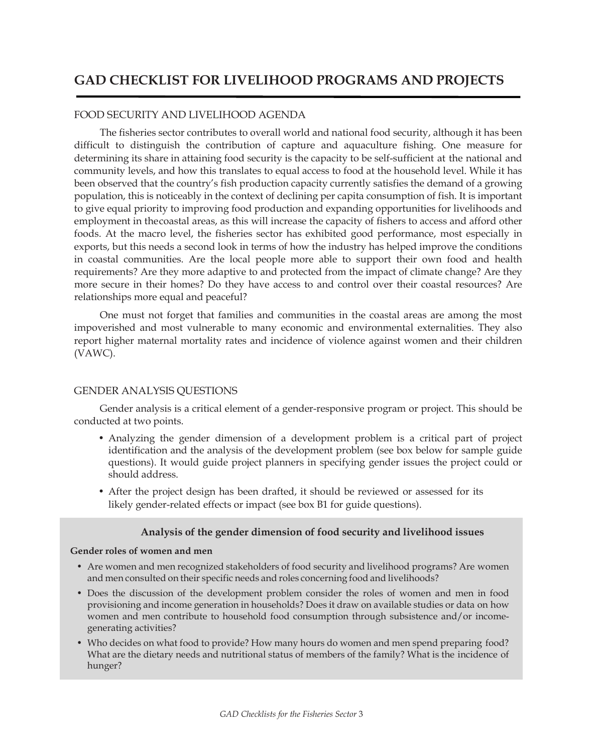# GAD CHECKLIST FOR LIVELIHOOD PROGRAMS AND PROJECTS

## FOOD SECURITY AND LIVELIHOOD AGENDA

The fisheries sector contributes to overall world and national food security, although it has been difficult to distinguish the contribution of capture and aquaculture fishing. One measure for determining its share in attaining food security is the capacity to be self-sufficient at the national and community levels, and how this translates to equal access to food at the household level. While it has been observed that the country's fish production capacity currently satisfies the demand of a growing population, this is noticeably in the context of declining per capita consumption of fish. It is important to give equal priority to improving food production and expanding opportunities for livelihoods and employment in thecoastal areas, as this will increase the capacity of fishers to access and afford other foods. At the macro level, the fisheries sector has exhibited good performance, most especially in exports, but this needs a second look in terms of how the industry has helped improve the conditions in coastal communities. Are the local people more able to support their own food and health requirements? Are they more adaptive to and protected from the impact of climate change? Are they more secure in their homes? Do they have access to and control over their coastal resources? Are relationships more equal and peaceful?

One must not forget that families and communities in the coastal areas are among the most impoverished and most vulnerable to many economic and environmental externalities. They also report higher maternal mortality rates and incidence of violence against women and their children (VAWC).

## GENDER ANALYSIS QUESTIONS

Gender analysis is a critical element of a gender-responsive program or project. This should be conducted at two points.

- Analyzing the gender dimension of a development problem is a critical part of project identification and the analysis of the development problem (see box below for sample guide questions). It would guide project planners in specifying gender issues the project could or should address.
- After the project design has been drafted, it should be reviewed or assessed for its likely gender-related effects or impact (see box B1 for guide questions).

### Analysis of the gender dimension of food security and livelihood issues

**Gender roles of women and men**

- Are women and men recognized stakeholders of food security and livelihood programs? Are women and men consulted on their specific needs and roles concerning food and livelihoods?
- Does the discussion of the development problem consider the roles of women and men in food provisioning and income generation in households? Does it draw on available studies or data on how women and men contribute to household food consumption through subsistence and/or income-generating activities?
- Who decides on what food to provide? How many hours do women and men spend preparing food? What are the dietary needs and nutritional status of members of the family? What is the incidence of hunger?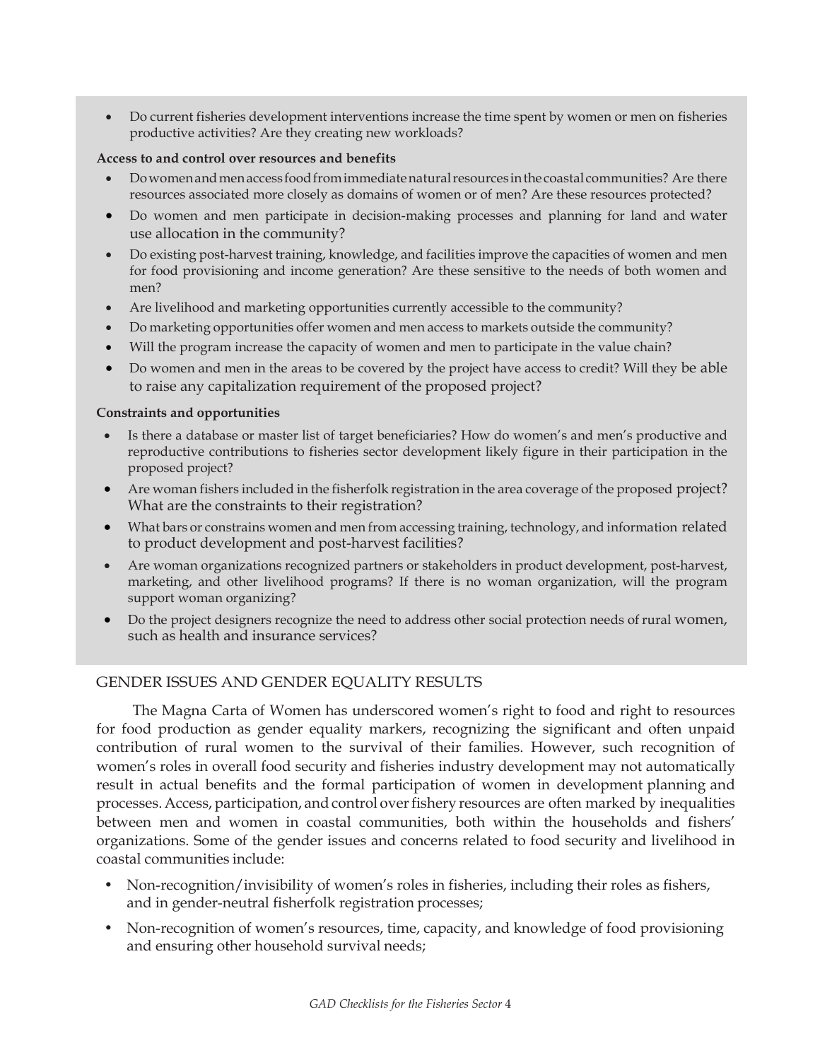- Do current fisheries development interventions increase the time spent by women or men on fisheries productive activities? Are they creating new workloads?

**Access to and control over resources and benefits**

- Do women and men access food from immediate natural resources in the coastal communities? Are there resources associated more closely as domains of women or of men? Are these resources protected?
- Do women and men participate in decision-making processes and planning for land and water use allocation in the community?
- Do existing post-harvest training, knowledge, and facilities improve the capacities of women and men for food provisioning and income generation? Are these sensitive to the needs of both women and men?
- Are livelihood and marketing opportunities currently accessible to the community?
- Do marketing opportunities offer women and men access to markets outside the community?
- Will the program increase the capacity of women and men to participate in the value chain?
- Do women and men in the areas to be covered by the project have access to credit? Will they be able to raise any capitalization requirement of the proposed project?

**Constraints and opportunities**

- Is there a database or master list of target beneficiaries? How do women's and men's productive and reproductive contributions to fisheries sector development likely figure in their participation in the proposed project?
- Are woman fishers included in the fisherfolk registration in the area coverage of the proposed project? What are the constraints to their registration?
- What bars or constrains women and men from accessing training, technology, and information related to product development and post-harvest facilities?
- Are woman organizations recognized partners or stakeholders in product development, post-harvest, marketing, and other livelihood programs? If there is no woman organization, will the program support woman organizing?
- Do the project designers recognize the need to address other social protection needs of rural women, such as health and insurance services?

## GENDER ISSUES AND GENDER EQUALITY RESULTS

The Magna Carta of Women has underscored women's right to food and right to resources for food production as gender equality markers, recognizing the significant and often unpaid contribution of rural women to the survival of their families. However, such recognition of women's roles in overall food security and fisheries industry development may not automatically result in actual benefits and the formal participation of women in development planning and processes. Access, participation, and control over fishery resources are often marked by inequalities between men and women in coastal communities, both within the households and fishers' organizations. Some of the gender issues and concerns related to food security and livelihood in coastal communities include:

- Non-recognition/invisibility of women's roles in fisheries, including their roles as fishers, and in gender-neutral fisherfolk registration processes;
- Non-recognition of women's resources, time, capacity, and knowledge of food provisioning and ensuring other household survival needs;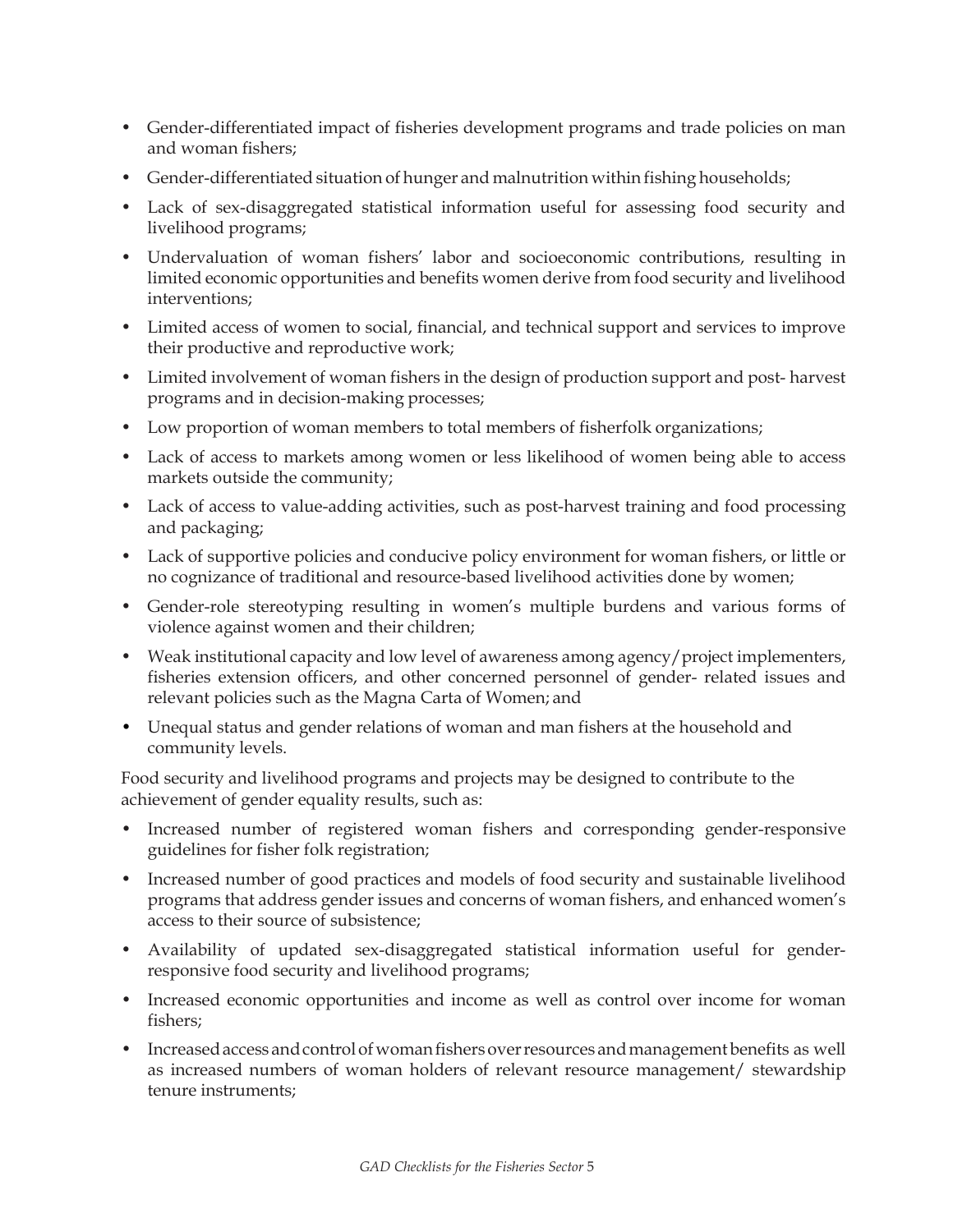- Gender-differentiated impact of fisheries development programs and trade policies on man and woman fishers;
- Gender-differentiated situation of hunger and malnutrition within fishing households;
- Lack of sex-disaggregated statistical information useful for assessing food security and livelihood programs;
- Undervaluation of woman fishers' labor and socioeconomic contributions, resulting in limited economic opportunities and benefits women derive from food security and livelihood interventions;
- Limited access of women to social, financial, and technical support and services to improve their productive and reproductive work;
- Limited involvement of woman fishers in the design of production support and post- harvest programs and in decision-making processes;
- Low proportion of woman members to total members of fisherfolk organizations;
- Lack of access to markets among women or less likelihood of women being able to access markets outside the community;
- Lack of access to value-adding activities, such as post-harvest training and food processing and packaging;
- Lack of supportive policies and conducive policy environment for woman fishers, or little or no cognizance of traditional and resource-based livelihood activities done by women;
- Gender-role stereotyping resulting in women's multiple burdens and various forms of violence against women and their children;
- Weak institutional capacity and low level of awareness among agency/project implementers, fisheries extension officers, and other concerned personnel of gender- related issues and relevant policies such as the Magna Carta of Women; and
- Unequal status and gender relations of woman and man fishers at the household and community levels.

Food security and livelihood programs and projects may be designed to contribute to the achievement of gender equality results, such as:

- Increased number of registered woman fishers and corresponding gender-responsive guidelines for fisher folk registration;
- Increased number of good practices and models of food security and sustainable livelihood programs that address gender issues and concerns of woman fishers, and enhanced women's access to their source of subsistence;
- Availability of updated sex-disaggregated statistical information useful for gender-responsive food security and livelihood programs;
- Increased economic opportunities and income as well as control over income for woman fishers;
- Increased access and control of woman fishers over resources and management benefits as well as increased numbers of woman holders of relevant resource management/ stewardship tenure instruments;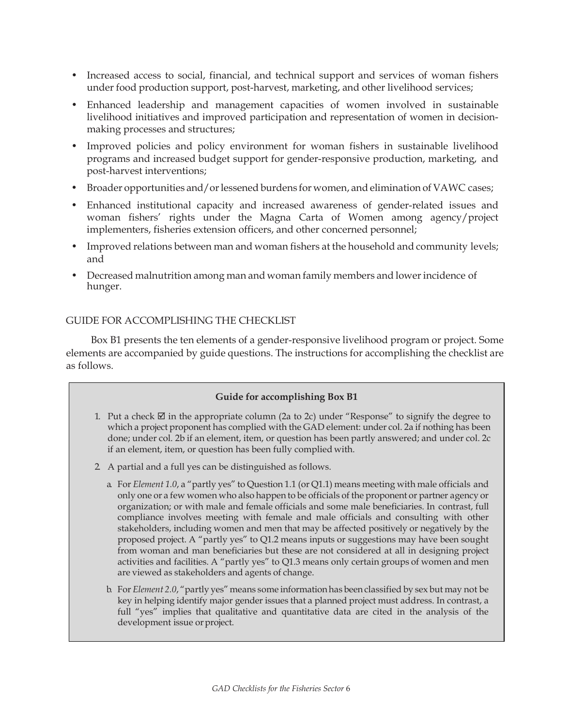- Increased access to social, financial, and technical support and services of woman fishers under food production support, post-harvest, marketing, and other livelihood services;
- Enhanced leadership and management capacities of women involved in sustainable livelihood initiatives and improved participation and representation of women in decision-making processes and structures;
- Improved policies and policy environment for woman fishers in sustainable livelihood programs and increased budget support for gender-responsive production, marketing, and post-harvest interventions;
- Broader opportunities and/or lessened burdens for women, and elimination of VAWC cases;
- Enhanced institutional capacity and increased awareness of gender-related issues and woman fishers' rights under the Magna Carta of Women among agency/project implementers, fisheries extension officers, and other concerned personnel;
- Improved relations between man and woman fishers at the household and community levels; and
- Decreased malnutrition among man and woman family members and lower incidence of hunger.

## GUIDE FOR ACCOMPLISHING THE CHECKLIST

Box B1 presents the ten elements of a gender-responsive livelihood program or project. Some elements are accompanied by guide questions. The instructions for accomplishing the checklist are as follows.

**Guide for accomplishing Box B1**

1. Put a check ☑ in the appropriate column (2a to 2c) under "Response" to signify the degree to which a project proponent has complied with the GAD element: under col. 2a if nothing has been done; under col. 2b if an element, item, or question has been partly answered; and under col. 2c if an element, item, or question has been fully complied with.
2. A partial and a full yes can be distinguished as follows.
   a. For *Element 1.0*, a "partly yes" to Question 1.1 (or Q1.1) means meeting with male officials and only one or a few women who also happen to be officials of the proponent or partner agency or organization; or with male and female officials and some male beneficiaries. In contrast, full compliance involves meeting with female and male officials and consulting with other stakeholders, including women and men that may be affected positively or negatively by the proposed project. A "partly yes" to Q1.2 means inputs or suggestions may have been sought from woman and man beneficiaries but these are not considered at all in designing project activities and facilities. A "partly yes" to Q1.3 means only certain groups of women and men are viewed as stakeholders and agents of change.
   
   b. For *Element 2.0*, "partly yes" means some information has been classified by sex but may not be key in helping identify major gender issues that a planned project must address. In contrast, a full "yes" implies that qualitative and quantitative data are cited in the analysis of the development issue or project.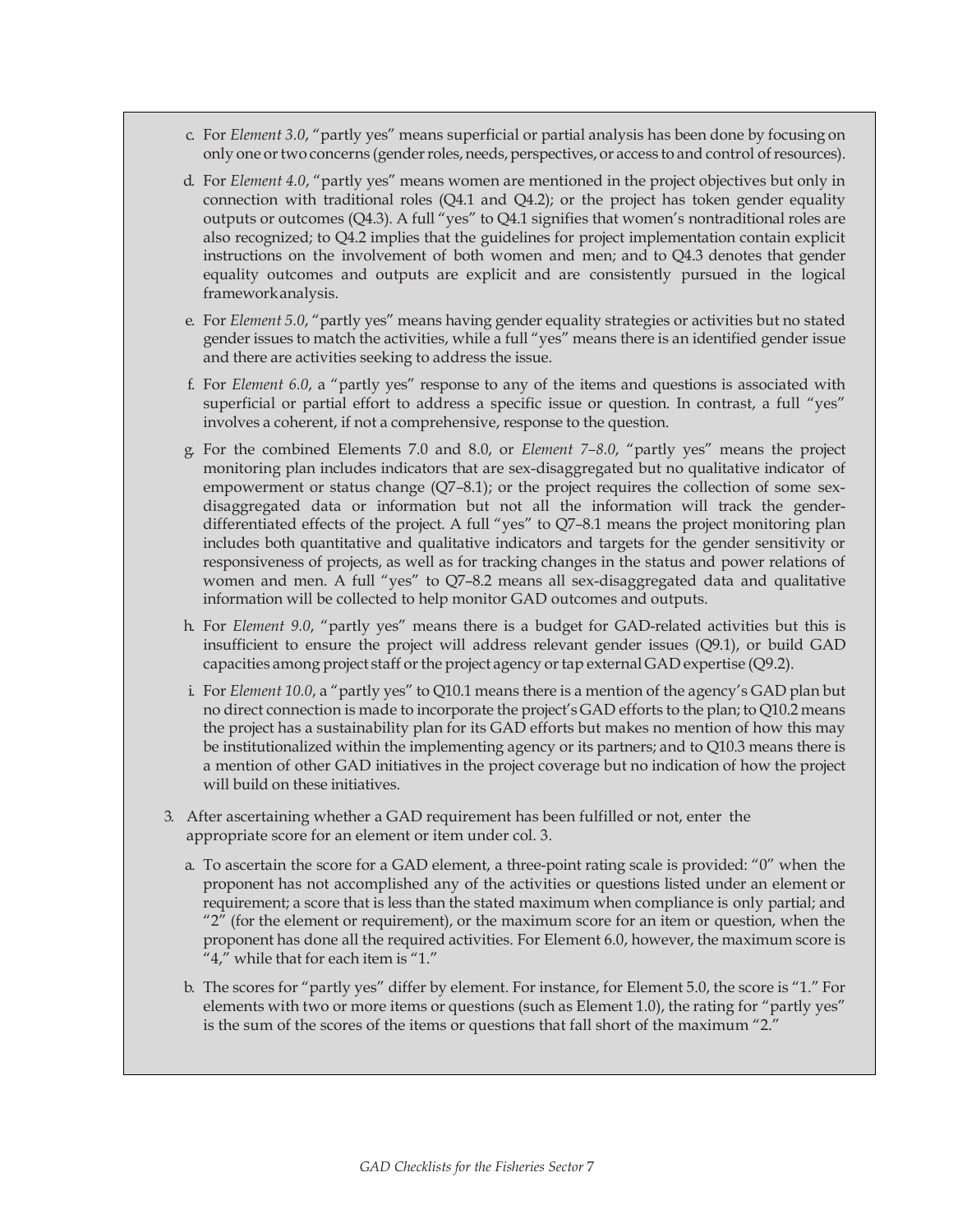c. For *Element 3.0*, "partly yes" means superficial or partial analysis has been done by focusing on only one or two concerns (gender roles, needs, perspectives, or access to and control of resources).

d. For *Element 4.0*, "partly yes" means women are mentioned in the project objectives but only in connection with traditional roles (Q4.1 and Q4.2); or the project has token gender equality outputs or outcomes (Q4.3). A full "yes" to Q4.1 signifies that women's nontraditional roles are also recognized; to Q4.2 implies that the guidelines for project implementation contain explicit instructions on the involvement of both women and men; and to Q4.3 denotes that gender equality outcomes and outputs are explicit and are consistently pursued in the logical frameworkanalysis.

e. For *Element 5.0*, "partly yes" means having gender equality strategies or activities but no stated gender issues to match the activities, while a full "yes" means there is an identified gender issue and there are activities seeking to address the issue.

f. For *Element 6.0*, a "partly yes" response to any of the items and questions is associated with superficial or partial effort to address a specific issue or question. In contrast, a full "yes" involves a coherent, if not a comprehensive, response to the question.

g. For the combined Elements 7.0 and 8.0, or *Element 7–8.0*, "partly yes" means the project monitoring plan includes indicators that are sex-disaggregated but no qualitative indicator of empowerment or status change (Q7–8.1); or the project requires the collection of some sex-disaggregated data or information but not all the information will track the gender-differentiated effects of the project. A full "yes" to Q7–8.1 means the project monitoring plan includes both quantitative and qualitative indicators and targets for the gender sensitivity or responsiveness of projects, as well as for tracking changes in the status and power relations of women and men. A full "yes" to Q7–8.2 means all sex-disaggregated data and qualitative information will be collected to help monitor GAD outcomes and outputs.

h. For *Element 9.0*, "partly yes" means there is a budget for GAD-related activities but this is insufficient to ensure the project will address relevant gender issues (Q9.1), or build GAD capacities among project staff or the project agency or tap external GAD expertise (Q9.2).

i. For *Element 10.0*, a "partly yes" to Q10.1 means there is a mention of the agency's GAD plan but no direct connection is made to incorporate the project's GAD efforts to the plan; to Q10.2 means the project has a sustainability plan for its GAD efforts but makes no mention of how this may be institutionalized within the implementing agency or its partners; and to Q10.3 means there is a mention of other GAD initiatives in the project coverage but no indication of how the project will build on these initiatives.

3. After ascertaining whether a GAD requirement has been fulfilled or not, enter the appropriate score for an element or item under col. 3.

   a. To ascertain the score for a GAD element, a three-point rating scale is provided: "0" when the proponent has not accomplished any of the activities or questions listed under an element or requirement; a score that is less than the stated maximum when compliance is only partial; and "2" (for the element or requirement), or the maximum score for an item or question, when the proponent has done all the required activities. For Element 6.0, however, the maximum score is "4," while that for each item is "1."

   b. The scores for "partly yes" differ by element. For instance, for Element 5.0, the score is "1." For elements with two or more items or questions (such as Element 1.0), the rating for "partly yes" is the sum of the scores of the items or questions that fall short of the maximum "2."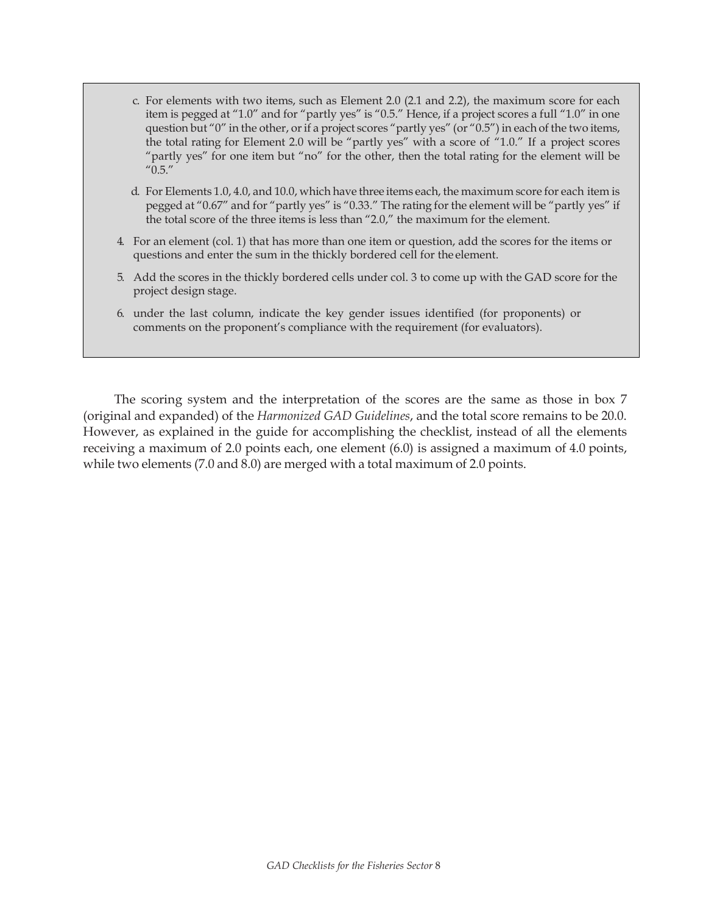c. For elements with two items, such as Element 2.0 (2.1 and 2.2), the maximum score for each item is pegged at "1.0" and for "partly yes" is "0.5." Hence, if a project scores a full "1.0" in one question but "0" in the other, or if a project scores "partly yes" (or "0.5") in each of the two items, the total rating for Element 2.0 will be "partly yes" with a score of "1.0." If a project scores "partly yes" for one item but "no" for the other, then the total rating for the element will be "0.5."

d. For Elements 1.0, 4.0, and 10.0, which have three items each, the maximum score for each item is pegged at "0.67" and for "partly yes" is "0.33." The rating for the element will be "partly yes" if the total score of the three items is less than "2.0," the maximum for the element.

4. For an element (col. 1) that has more than one item or question, add the scores for the items or questions and enter the sum in the thickly bordered cell for the element.

5. Add the scores in the thickly bordered cells under col. 3 to come up with the GAD score for the project design stage.

6. under the last column, indicate the key gender issues identified (for proponents) or comments on the proponent's compliance with the requirement (for evaluators).

The scoring system and the interpretation of the scores are the same as those in box 7 (original and expanded) of the *Harmonized GAD Guidelines*, and the total score remains to be 20.0. However, as explained in the guide for accomplishing the checklist, instead of all the elements receiving a maximum of 2.0 points each, one element (6.0) is assigned a maximum of 4.0 points, while two elements (7.0 and 8.0) are merged with a total maximum of 2.0 points.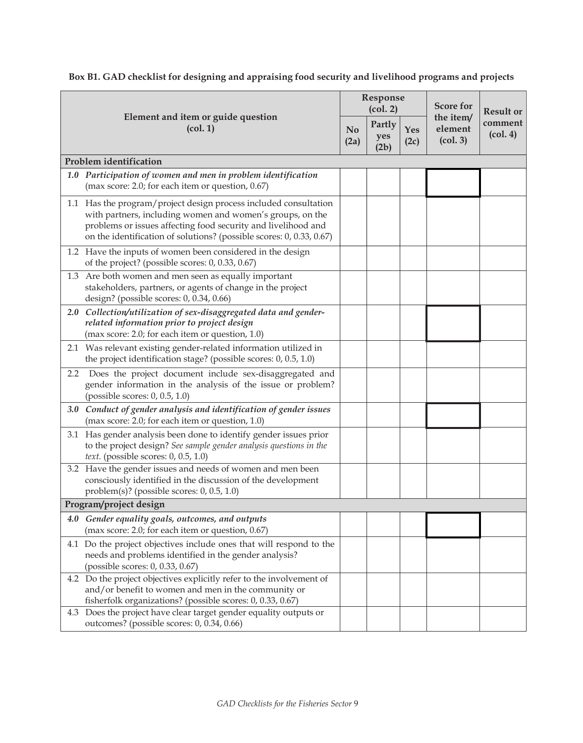**Box B1. GAD checklist for designing and appraising food security and livelihood programs and projects**

| Element and item or guide question (col. 1) | Response (col. 2) | | | Score for the item/ element (col. 3) | Result or comment (col. 4) |
|---|---|---|---|---|---|
| | No (2a) | Partly yes (2b) | Yes (2c) | | |
| **Problem identification** | | | | | |
| ***1.0 Participation of women and men in problem identification*** (max score: 2.0; for each item or question, 0.67) | | | | | |
| 1.1 Has the program/project design process included consultation with partners, including women and women's groups, on the problems or issues affecting food security and livelihood and on the identification of solutions? (possible scores: 0, 0.33, 0.67) | | | | | |
| 1.2 Have the inputs of women been considered in the design of the project? (possible scores: 0, 0.33, 0.67) | | | | | |
| 1.3 Are both women and men seen as equally important stakeholders, partners, or agents of change in the project design? (possible scores: 0, 0.34, 0.66) | | | | | |
| ***2.0 Collection/utilization of sex-disaggregated data and gender-related information prior to project design*** (max score: 2.0; for each item or question, 1.0) | | | | | |
| 2.1 Was relevant existing gender-related information utilized in the project identification stage? (possible scores: 0, 0.5, 1.0) | | | | | |
| 2.2 Does the project document include sex-disaggregated and gender information in the analysis of the issue or problem? (possible scores: 0, 0.5, 1.0) | | | | | |
| ***3.0 Conduct of gender analysis and identification of gender issues*** (max score: 2.0; for each item or question, 1.0) | | | | | |
| 3.1 Has gender analysis been done to identify gender issues prior to the project design? *See sample gender analysis questions in the text.* (possible scores: 0, 0.5, 1.0) | | | | | |
| 3.2 Have the gender issues and needs of women and men been consciously identified in the discussion of the development problem(s)? (possible scores: 0, 0.5, 1.0) | | | | | |
| **Program/project design** | | | | | |
| ***4.0 Gender equality goals, outcomes, and outputs*** (max score: 2.0; for each item or question, 0.67) | | | | | |
| 4.1 Do the project objectives include ones that will respond to the needs and problems identified in the gender analysis? (possible scores: 0, 0.33, 0.67) | | | | | |
| 4.2 Do the project objectives explicitly refer to the involvement of and/or benefit to women and men in the community or fisherfolk organizations? (possible scores: 0, 0.33, 0.67) | | | | | |
| 4.3 Does the project have clear target gender equality outputs or outcomes? (possible scores: 0, 0.34, 0.66) | | | | | |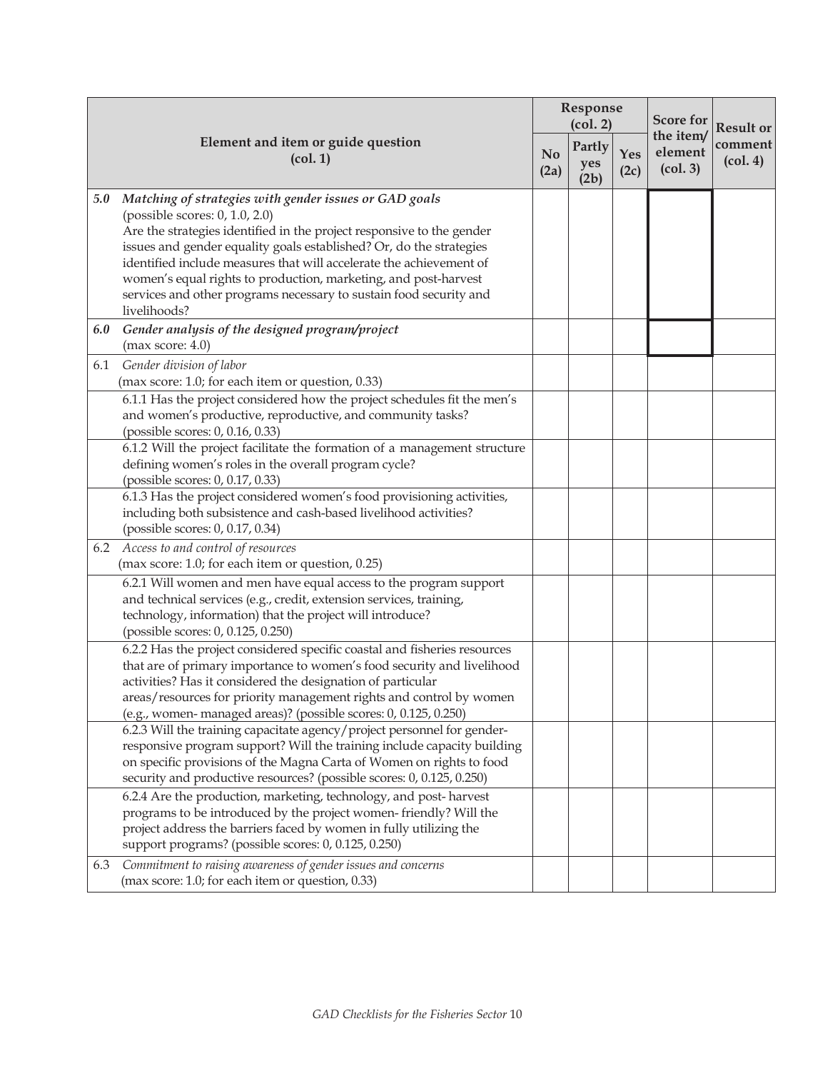| Element and item or guide question (col. 1) | Response (col. 2) | | | Score for the item/ element (col. 3) | Result or comment (col. 4) |
|---|---|---|---|---|---|
| | No (2a) | Partly yes (2b) | Yes (2c) | | |
| **5.0** ***Matching of strategies with gender issues or GAD goals*** (possible scores: 0, 1.0, 2.0) Are the strategies identified in the project responsive to the gender issues and gender equality goals established? Or, do the strategies identified include measures that will accelerate the achievement of women's equal rights to production, marketing, and post-harvest services and other programs necessary to sustain food security and livelihoods? | | | | | |
| **6.0** ***Gender analysis of the designed program/project*** (max score: 4.0) | | | | | |
| 6.1 *Gender division of labor* (max score: 1.0; for each item or question, 0.33) | | | | | |
| 6.1.1 Has the project considered how the project schedules fit the men's and women's productive, reproductive, and community tasks? (possible scores: 0, 0.16, 0.33) | | | | | |
| 6.1.2 Will the project facilitate the formation of a management structure defining women's roles in the overall program cycle? (possible scores: 0, 0.17, 0.33) | | | | | |
| 6.1.3 Has the project considered women's food provisioning activities, including both subsistence and cash-based livelihood activities? (possible scores: 0, 0.17, 0.34) | | | | | |
| 6.2 *Access to and control of resources* (max score: 1.0; for each item or question, 0.25) | | | | | |
| 6.2.1 Will women and men have equal access to the program support and technical services (e.g., credit, extension services, training, technology, information) that the project will introduce? (possible scores: 0, 0.125, 0.250) | | | | | |
| 6.2.2 Has the project considered specific coastal and fisheries resources that are of primary importance to women's food security and livelihood activities? Has it considered the designation of particular areas/resources for priority management rights and control by women (e.g., women- managed areas)? (possible scores: 0, 0.125, 0.250) | | | | | |
| 6.2.3 Will the training capacitate agency/project personnel for gender-responsive program support? Will the training include capacity building on specific provisions of the Magna Carta of Women on rights to food security and productive resources? (possible scores: 0, 0.125, 0.250) | | | | | |
| 6.2.4 Are the production, marketing, technology, and post- harvest programs to be introduced by the project women- friendly? Will the project address the barriers faced by women in fully utilizing the support programs? (possible scores: 0, 0.125, 0.250) | | | | | |
| 6.3 *Commitment to raising awareness of gender issues and concerns* (max score: 1.0; for each item or question, 0.33) | | | | | |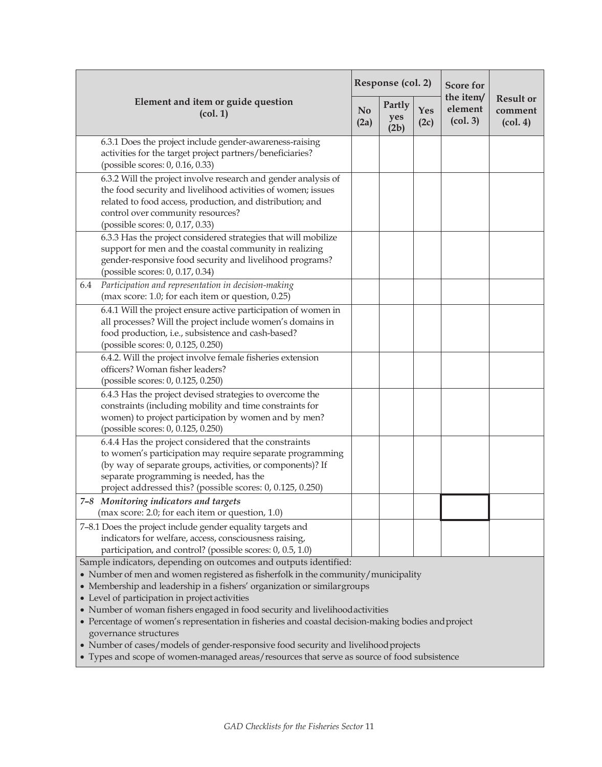| Element and item or guide question (col. 1) | Response (col. 2) | | | Score for the item/ element (col. 3) | Result or comment (col. 4) |
|---|---|---|---|---|---|
| | No (2a) | Partly yes (2b) | Yes (2c) | | |
| 6.3.1 Does the project include gender-awareness-raising activities for the target project partners/beneficiaries? (possible scores: 0, 0.16, 0.33) | | | | | |
| 6.3.2 Will the project involve research and gender analysis of the food security and livelihood activities of women; issues related to food access, production, and distribution; and control over community resources? (possible scores: 0, 0.17, 0.33) | | | | | |
| 6.3.3 Has the project considered strategies that will mobilize support for men and the coastal community in realizing gender-responsive food security and livelihood programs? (possible scores: 0, 0.17, 0.34) | | | | | |
| 6.4 *Participation and representation in decision-making* (max score: 1.0; for each item or question, 0.25) | | | | | |
| 6.4.1 Will the project ensure active participation of women in all processes? Will the project include women's domains in food production, i.e., subsistence and cash-based? (possible scores: 0, 0.125, 0.250) | | | | | |
| 6.4.2. Will the project involve female fisheries extension officers? Woman fisher leaders? (possible scores: 0, 0.125, 0.250) | | | | | |
| 6.4.3 Has the project devised strategies to overcome the constraints (including mobility and time constraints for women) to project participation by women and by men? (possible scores: 0, 0.125, 0.250) | | | | | |
| 6.4.4 Has the project considered that the constraints to women's participation may require separate programming (by way of separate groups, activities, or components)? If separate programming is needed, has the project addressed this? (possible scores: 0, 0.125, 0.250) | | | | | |
| ***7–8 Monitoring indicators and targets*** (max score: 2.0; for each item or question, 1.0) | | | | | |
| 7–8.1 Does the project include gender equality targets and indicators for welfare, access, consciousness raising, participation, and control? (possible scores: 0, 0.5, 1.0) | | | | | |

Sample indicators, depending on outcomes and outputs identified:

- Number of men and women registered as fisherfolk in the community/municipality
- Membership and leadership in a fishers' organization or similar groups
- Level of participation in project activities
- Number of woman fishers engaged in food security and livelihood activities
- Percentage of women's representation in fisheries and coastal decision-making bodies and project governance structures
- Number of cases/models of gender-responsive food security and livelihood projects
- Types and scope of women-managed areas/resources that serve as source of food subsistence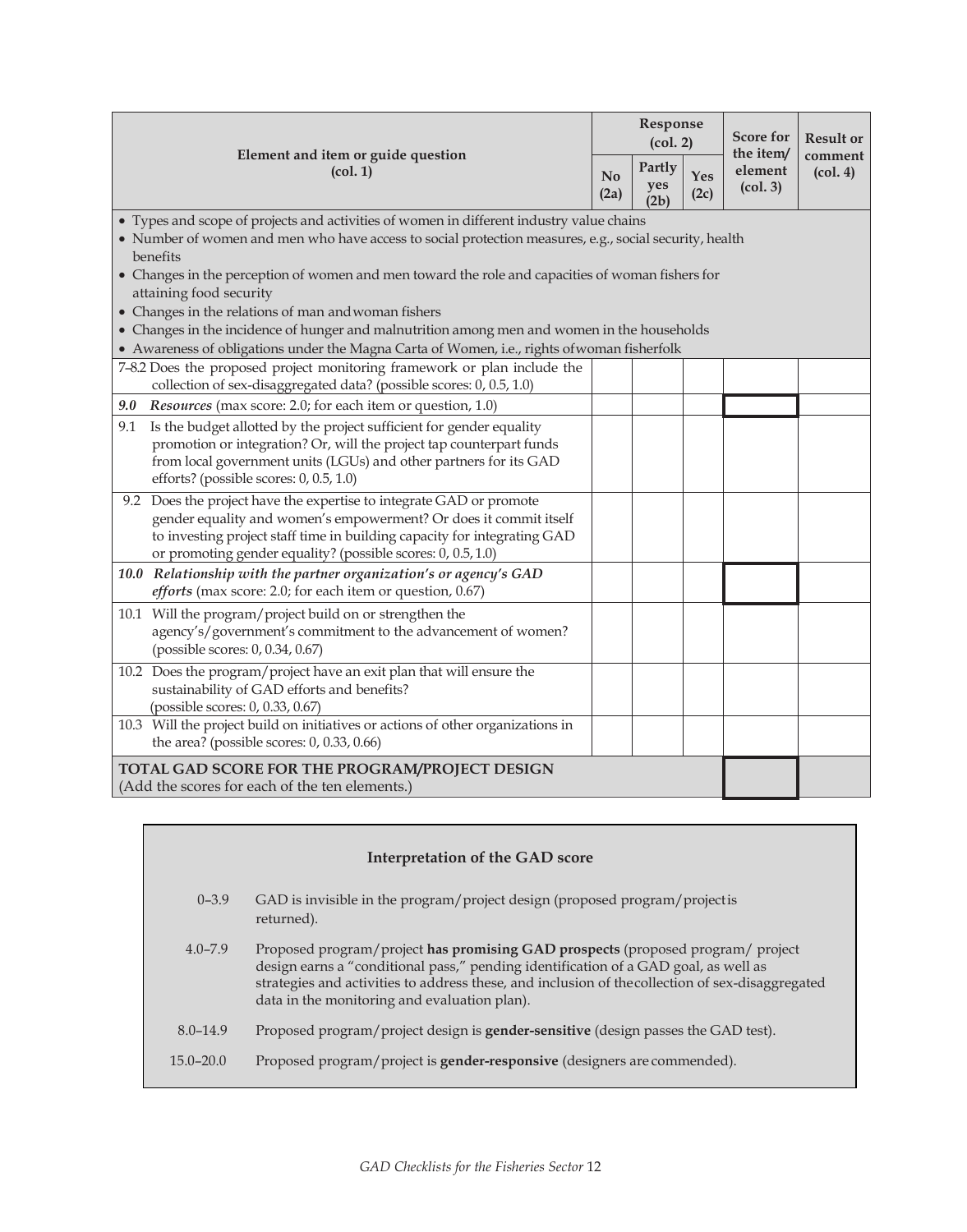| Element and item or guide question (col. 1) | Response (col. 2) | | | Score for the item/ element (col. 3) | Result or comment (col. 4) |
|---|---|---|---|---|---|
| | No (2a) | Partly yes (2b) | Yes (2c) | | |
| • Types and scope of projects and activities of women in different industry value chains<br>• Number of women and men who have access to social protection measures, e.g., social security, health benefits<br>• Changes in the perception of women and men toward the role and capacities of woman fishers for attaining food security<br>• Changes in the relations of man and woman fishers<br>• Changes in the incidence of hunger and malnutrition among men and women in the households<br>• Awareness of obligations under the Magna Carta of Women, i.e., rights of woman fisherfolk | | | | | |
| 7–8.2 Does the proposed project monitoring framework or plan include the collection of sex-disaggregated data? (possible scores: 0, 0.5, 1.0) | | | | | |
| ***9.0 Resources*** (max score: 2.0; for each item or question, 1.0) | | | | | |
| 9.1 Is the budget allotted by the project sufficient for gender equality promotion or integration? Or, will the project tap counterpart funds from local government units (LGUs) and other partners for its GAD efforts? (possible scores: 0, 0.5, 1.0) | | | | | |
| 9.2 Does the project have the expertise to integrate GAD or promote gender equality and women's empowerment? Or does it commit itself to investing project staff time in building capacity for integrating GAD or promoting gender equality? (possible scores: 0, 0.5, 1.0) | | | | | |
| ***10.0 Relationship with the partner organization's or agency's GAD efforts*** (max score: 2.0; for each item or question, 0.67) | | | | | |
| 10.1 Will the program/project build on or strengthen the agency's/government's commitment to the advancement of women? (possible scores: 0, 0.34, 0.67) | | | | | |
| 10.2 Does the program/project have an exit plan that will ensure the sustainability of GAD efforts and benefits? (possible scores: 0, 0.33, 0.67) | | | | | |
| 10.3 Will the project build on initiatives or actions of other organizations in the area? (possible scores: 0, 0.33, 0.66) | | | | | |
| **TOTAL GAD SCORE FOR THE PROGRAM/PROJECT DESIGN** (Add the scores for each of the ten elements.) | | | | | |

**Interpretation of the GAD score**

| Score | Interpretation |
|---|---|
| 0–3.9 | GAD is invisible in the program/project design (proposed program/project is returned). |
| 4.0–7.9 | Proposed program/project **has promising GAD prospects** (proposed program/ project design earns a "conditional pass," pending identification of a GAD goal, as well as strategies and activities to address these, and inclusion of the collection of sex-disaggregated data in the monitoring and evaluation plan). |
| 8.0–14.9 | Proposed program/project design is **gender-sensitive** (design passes the GAD test). |
| 15.0–20.0 | Proposed program/project is **gender-responsive** (designers are commended). |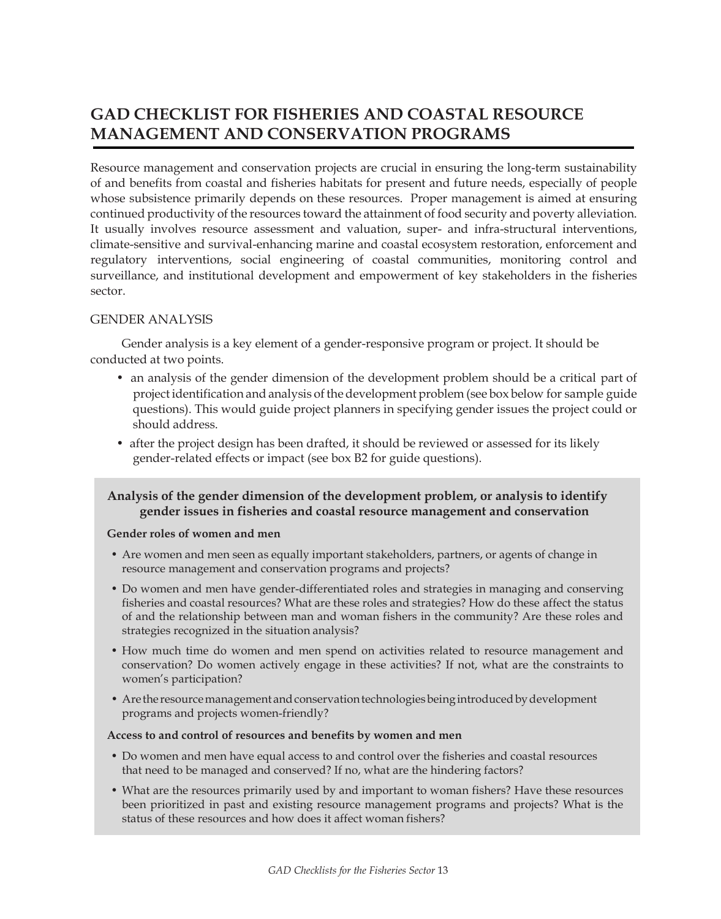# GAD CHECKLIST FOR FISHERIES AND COASTAL RESOURCE MANAGEMENT AND CONSERVATION PROGRAMS

Resource management and conservation projects are crucial in ensuring the long-term sustainability of and benefits from coastal and fisheries habitats for present and future needs, especially of people whose subsistence primarily depends on these resources. Proper management is aimed at ensuring continued productivity of the resources toward the attainment of food security and poverty alleviation. It usually involves resource assessment and valuation, super- and infra-structural interventions, climate-sensitive and survival-enhancing marine and coastal ecosystem restoration, enforcement and regulatory interventions, social engineering of coastal communities, monitoring control and surveillance, and institutional development and empowerment of key stakeholders in the fisheries sector.

## GENDER ANALYSIS

Gender analysis is a key element of a gender-responsive program or project. It should be conducted at two points.

- an analysis of the gender dimension of the development problem should be a critical part of project identification and analysis of the development problem (see box below for sample guide questions). This would guide project planners in specifying gender issues the project could or should address.
- after the project design has been drafted, it should be reviewed or assessed for its likely gender-related effects or impact (see box B2 for guide questions).

### Analysis of the gender dimension of the development problem, or analysis to identify gender issues in fisheries and coastal resource management and conservation

**Gender roles of women and men**

- Are women and men seen as equally important stakeholders, partners, or agents of change in resource management and conservation programs and projects?
- Do women and men have gender-differentiated roles and strategies in managing and conserving fisheries and coastal resources? What are these roles and strategies? How do these affect the status of and the relationship between man and woman fishers in the community? Are these roles and strategies recognized in the situation analysis?
- How much time do women and men spend on activities related to resource management and conservation? Do women actively engage in these activities? If not, what are the constraints to women's participation?
- Are the resource management and conservation technologies being introduced by development programs and projects women-friendly?

**Access to and control of resources and benefits by women and men**

- Do women and men have equal access to and control over the fisheries and coastal resources that need to be managed and conserved? If no, what are the hindering factors?
- What are the resources primarily used by and important to woman fishers? Have these resources been prioritized in past and existing resource management programs and projects? What is the status of these resources and how does it affect woman fishers?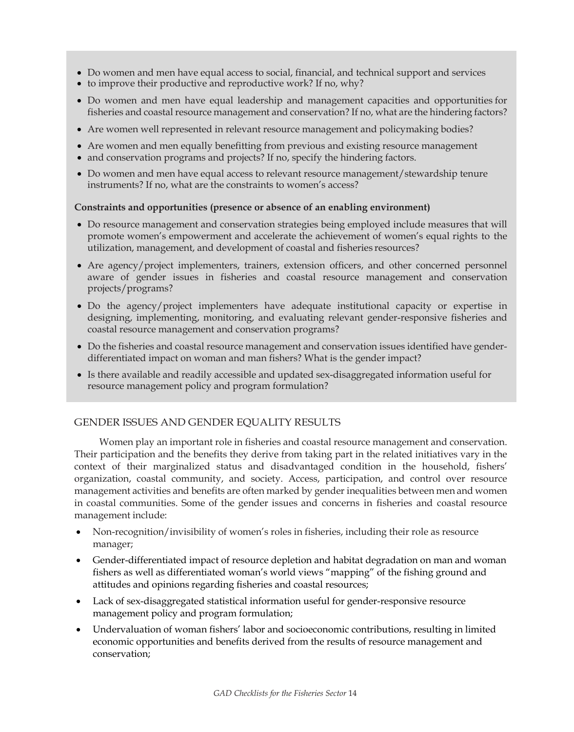- Do women and men have equal access to social, financial, and technical support and services
- to improve their productive and reproductive work? If no, why?
- Do women and men have equal leadership and management capacities and opportunities for fisheries and coastal resource management and conservation? If no, what are the hindering factors?
- Are women well represented in relevant resource management and policymaking bodies?
- Are women and men equally benefitting from previous and existing resource management
- and conservation programs and projects? If no, specify the hindering factors.
- Do women and men have equal access to relevant resource management/stewardship tenure instruments? If no, what are the constraints to women's access?

**Constraints and opportunities (presence or absence of an enabling environment)**

- Do resource management and conservation strategies being employed include measures that will promote women's empowerment and accelerate the achievement of women's equal rights to the utilization, management, and development of coastal and fisheries resources?
- Are agency/project implementers, trainers, extension officers, and other concerned personnel aware of gender issues in fisheries and coastal resource management and conservation projects/programs?
- Do the agency/project implementers have adequate institutional capacity or expertise in designing, implementing, monitoring, and evaluating relevant gender-responsive fisheries and coastal resource management and conservation programs?
- Do the fisheries and coastal resource management and conservation issues identified have gender-differentiated impact on woman and man fishers? What is the gender impact?
- Is there available and readily accessible and updated sex-disaggregated information useful for resource management policy and program formulation?

## GENDER ISSUES AND GENDER EQUALITY RESULTS

Women play an important role in fisheries and coastal resource management and conservation. Their participation and the benefits they derive from taking part in the related initiatives vary in the context of their marginalized status and disadvantaged condition in the household, fishers' organization, coastal community, and society. Access, participation, and control over resource management activities and benefits are often marked by gender inequalities between men and women in coastal communities. Some of the gender issues and concerns in fisheries and coastal resource management include:

- Non-recognition/invisibility of women's roles in fisheries, including their role as resource manager;
- Gender-differentiated impact of resource depletion and habitat degradation on man and woman fishers as well as differentiated woman's world views "mapping" of the fishing ground and attitudes and opinions regarding fisheries and coastal resources;
- Lack of sex-disaggregated statistical information useful for gender-responsive resource management policy and program formulation;
- Undervaluation of woman fishers' labor and socioeconomic contributions, resulting in limited economic opportunities and benefits derived from the results of resource management and conservation;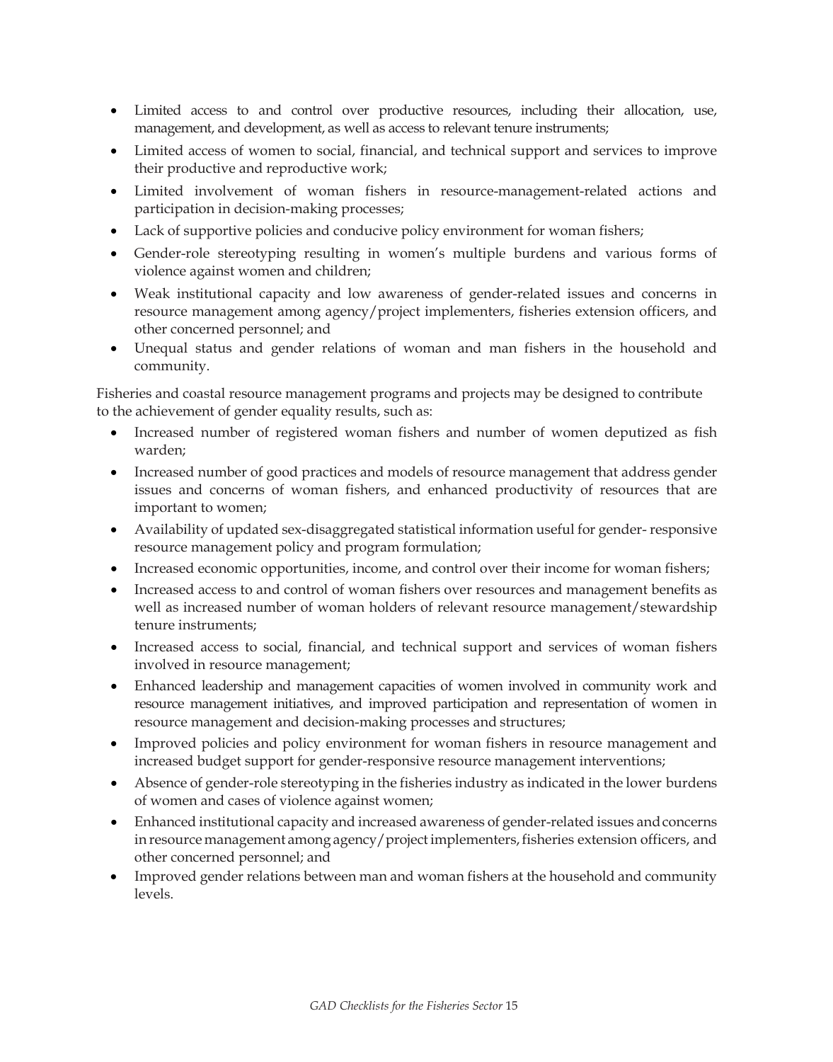- Limited access to and control over productive resources, including their allocation, use, management, and development, as well as access to relevant tenure instruments;
- Limited access of women to social, financial, and technical support and services to improve their productive and reproductive work;
- Limited involvement of woman fishers in resource-management-related actions and participation in decision-making processes;
- Lack of supportive policies and conducive policy environment for woman fishers;
- Gender-role stereotyping resulting in women's multiple burdens and various forms of violence against women and children;
- Weak institutional capacity and low awareness of gender-related issues and concerns in resource management among agency/project implementers, fisheries extension officers, and other concerned personnel; and
- Unequal status and gender relations of woman and man fishers in the household and community.

Fisheries and coastal resource management programs and projects may be designed to contribute to the achievement of gender equality results, such as:

- Increased number of registered woman fishers and number of women deputized as fish warden;
- Increased number of good practices and models of resource management that address gender issues and concerns of woman fishers, and enhanced productivity of resources that are important to women;
- Availability of updated sex-disaggregated statistical information useful for gender- responsive resource management policy and program formulation;
- Increased economic opportunities, income, and control over their income for woman fishers;
- Increased access to and control of woman fishers over resources and management benefits as well as increased number of woman holders of relevant resource management/stewardship tenure instruments;
- Increased access to social, financial, and technical support and services of woman fishers involved in resource management;
- Enhanced leadership and management capacities of women involved in community work and resource management initiatives, and improved participation and representation of women in resource management and decision-making processes and structures;
- Improved policies and policy environment for woman fishers in resource management and increased budget support for gender-responsive resource management interventions;
- Absence of gender-role stereotyping in the fisheries industry as indicated in the lower burdens of women and cases of violence against women;
- Enhanced institutional capacity and increased awareness of gender-related issues and concerns in resource management among agency/project implementers, fisheries extension officers, and other concerned personnel; and
- Improved gender relations between man and woman fishers at the household and community levels.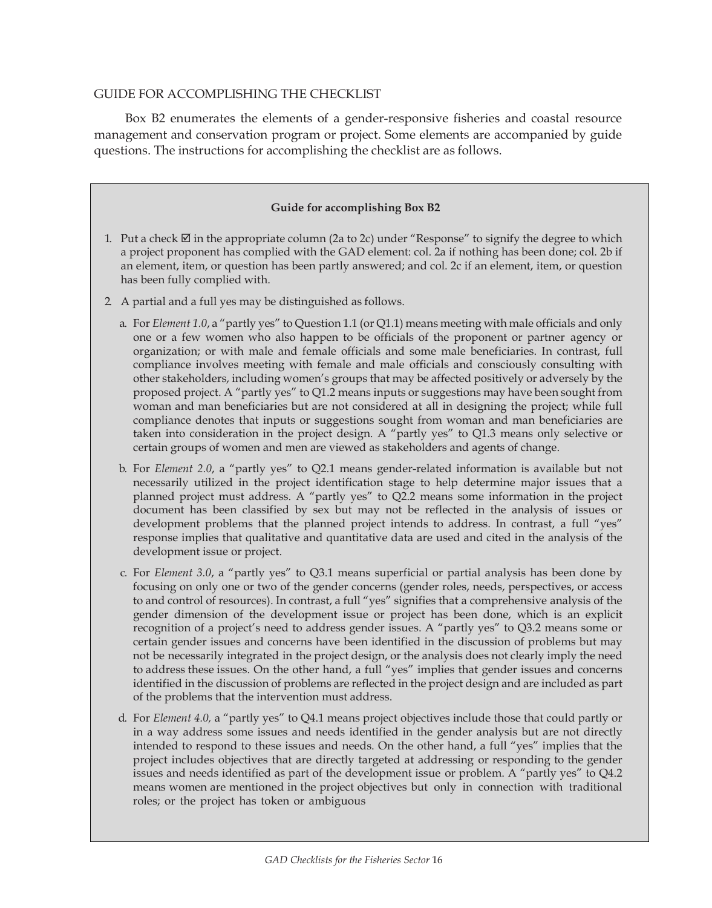GUIDE FOR ACCOMPLISHING THE CHECKLIST

Box B2 enumerates the elements of a gender-responsive fisheries and coastal resource management and conservation program or project. Some elements are accompanied by guide questions. The instructions for accomplishing the checklist are as follows.

**Guide for accomplishing Box B2**

1. Put a check ☑ in the appropriate column (2a to 2c) under "Response" to signify the degree to which a project proponent has complied with the GAD element: col. 2a if nothing has been done; col. 2b if an element, item, or question has been partly answered; and col. 2c if an element, item, or question has been fully complied with.

2. A partial and a full yes may be distinguished as follows.

   a. For *Element 1.0*, a "partly yes" to Question 1.1 (or Q1.1) means meeting with male officials and only one or a few women who also happen to be officials of the proponent or partner agency or organization; or with male and female officials and some male beneficiaries. In contrast, full compliance involves meeting with female and male officials and consciously consulting with other stakeholders, including women's groups that may be affected positively or adversely by the proposed project. A "partly yes" to Q1.2 means inputs or suggestions may have been sought from woman and man beneficiaries but are not considered at all in designing the project; while full compliance denotes that inputs or suggestions sought from woman and man beneficiaries are taken into consideration in the project design. A "partly yes" to Q1.3 means only selective or certain groups of women and men are viewed as stakeholders and agents of change.

   b. For *Element 2.0*, a "partly yes" to Q2.1 means gender-related information is available but not necessarily utilized in the project identification stage to help determine major issues that a planned project must address. A "partly yes" to Q2.2 means some information in the project document has been classified by sex but may not be reflected in the analysis of issues or development problems that the planned project intends to address. In contrast, a full "yes" response implies that qualitative and quantitative data are used and cited in the analysis of the development issue or project.

   c. For *Element 3.0*, a "partly yes" to Q3.1 means superficial or partial analysis has been done by focusing on only one or two of the gender concerns (gender roles, needs, perspectives, or access to and control of resources). In contrast, a full "yes" signifies that a comprehensive analysis of the gender dimension of the development issue or project has been done, which is an explicit recognition of a project's need to address gender issues. A "partly yes" to Q3.2 means some or certain gender issues and concerns have been identified in the discussion of problems but may not be necessarily integrated in the project design, or the analysis does not clearly imply the need to address these issues. On the other hand, a full "yes" implies that gender issues and concerns identified in the discussion of problems are reflected in the project design and are included as part of the problems that the intervention must address.

   d. For *Element 4.0,* a "partly yes" to Q4.1 means project objectives include those that could partly or in a way address some issues and needs identified in the gender analysis but are not directly intended to respond to these issues and needs. On the other hand, a full "yes" implies that the project includes objectives that are directly targeted at addressing or responding to the gender issues and needs identified as part of the development issue or problem. A "partly yes" to Q4.2 means women are mentioned in the project objectives but only in connection with traditional roles; or the project has token or ambiguous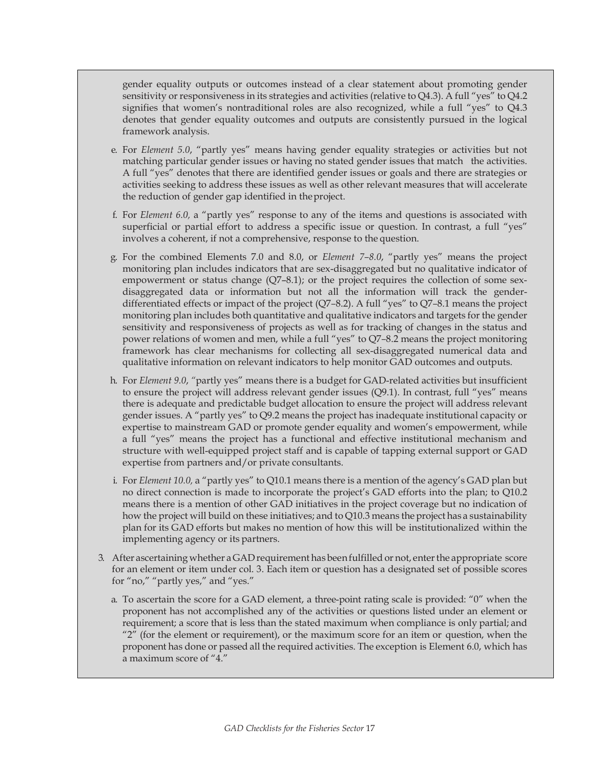gender equality outputs or outcomes instead of a clear statement about promoting gender sensitivity or responsiveness in its strategies and activities (relative to Q4.3). A full "yes" to Q4.2 signifies that women's nontraditional roles are also recognized, while a full "yes" to Q4.3 denotes that gender equality outcomes and outputs are consistently pursued in the logical framework analysis.

e. For *Element 5.0*, "partly yes" means having gender equality strategies or activities but not matching particular gender issues or having no stated gender issues that match the activities. A full "yes" denotes that there are identified gender issues or goals and there are strategies or activities seeking to address these issues as well as other relevant measures that will accelerate the reduction of gender gap identified in the project.

f. For *Element 6.0,* a "partly yes" response to any of the items and questions is associated with superficial or partial effort to address a specific issue or question. In contrast, a full "yes" involves a coherent, if not a comprehensive, response to the question.

g. For the combined Elements 7.0 and 8.0, or *Element 7–8.0*, "partly yes" means the project monitoring plan includes indicators that are sex-disaggregated but no qualitative indicator of empowerment or status change (Q7–8.1); or the project requires the collection of some sex-disaggregated data or information but not all the information will track the gender-differentiated effects or impact of the project (Q7–8.2). A full "yes" to Q7–8.1 means the project monitoring plan includes both quantitative and qualitative indicators and targets for the gender sensitivity and responsiveness of projects as well as for tracking of changes in the status and power relations of women and men, while a full "yes" to Q7–8.2 means the project monitoring framework has clear mechanisms for collecting all sex-disaggregated numerical data and qualitative information on relevant indicators to help monitor GAD outcomes and outputs.

h. For *Element 9.0*, "partly yes" means there is a budget for GAD-related activities but insufficient to ensure the project will address relevant gender issues (Q9.1). In contrast, full "yes" means there is adequate and predictable budget allocation to ensure the project will address relevant gender issues. A "partly yes" to Q9.2 means the project has inadequate institutional capacity or expertise to mainstream GAD or promote gender equality and women's empowerment, while a full "yes" means the project has a functional and effective institutional mechanism and structure with well-equipped project staff and is capable of tapping external support or GAD expertise from partners and/or private consultants.

i. For *Element 10.0,* a "partly yes" to Q10.1 means there is a mention of the agency's GAD plan but no direct connection is made to incorporate the project's GAD efforts into the plan; to Q10.2 means there is a mention of other GAD initiatives in the project coverage but no indication of how the project will build on these initiatives; and to Q10.3 means the project has a sustainability plan for its GAD efforts but makes no mention of how this will be institutionalized within the implementing agency or its partners.

3. After ascertaining whether a GAD requirement has been fulfilled or not, enter the appropriate score for an element or item under col. 3. Each item or question has a designated set of possible scores for "no," "partly yes," and "yes."

   a. To ascertain the score for a GAD element, a three-point rating scale is provided: "0" when the proponent has not accomplished any of the activities or questions listed under an element or requirement; a score that is less than the stated maximum when compliance is only partial; and "2" (for the element or requirement), or the maximum score for an item or question, when the proponent has done or passed all the required activities. The exception is Element 6.0, which has a maximum score of "4."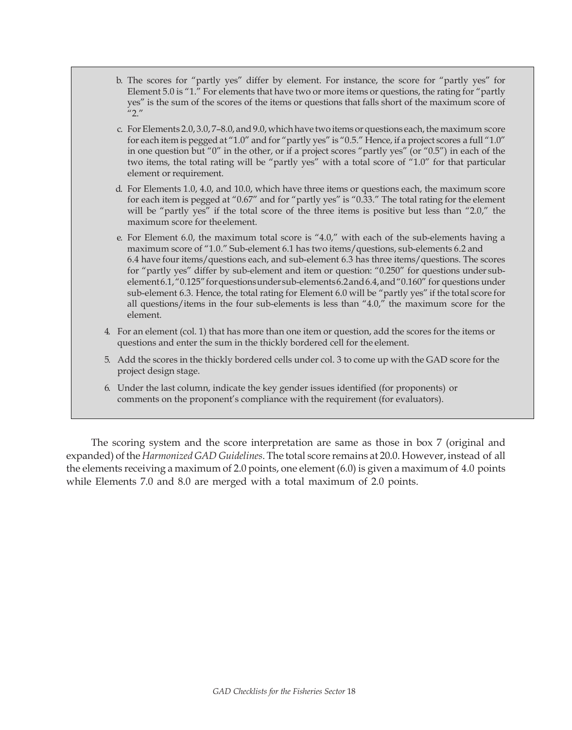b. The scores for "partly yes" differ by element. For instance, the score for "partly yes" for Element 5.0 is "1." For elements that have two or more items or questions, the rating for "partly yes" is the sum of the scores of the items or questions that falls short of the maximum score of "2."

c. For Elements 2.0, 3.0, 7–8.0, and 9.0, which have two items or questions each, the maximum score for each item is pegged at "1.0" and for "partly yes" is "0.5." Hence, if a project scores a full "1.0" in one question but "0" in the other, or if a project scores "partly yes" (or "0.5") in each of the two items, the total rating will be "partly yes" with a total score of "1.0" for that particular element or requirement.

d. For Elements 1.0, 4.0, and 10.0, which have three items or questions each, the maximum score for each item is pegged at "0.67" and for "partly yes" is "0.33." The total rating for the element will be "partly yes" if the total score of the three items is positive but less than "2.0," the maximum score for the element.

e. For Element 6.0, the maximum total score is "4.0," with each of the sub-elements having a maximum score of "1.0." Sub-element 6.1 has two items/questions, sub-elements 6.2 and 6.4 have four items/questions each, and sub-element 6.3 has three items/questions. The scores for "partly yes" differ by sub-element and item or question: "0.250" for questions under sub-element 6.1, "0.125" for questions under sub-elements 6.2 and 6.4, and "0.160" for questions under sub-element 6.3. Hence, the total rating for Element 6.0 will be "partly yes" if the total score for all questions/items in the four sub-elements is less than "4.0," the maximum score for the element.

4. For an element (col. 1) that has more than one item or question, add the scores for the items or questions and enter the sum in the thickly bordered cell for the element.

5. Add the scores in the thickly bordered cells under col. 3 to come up with the GAD score for the project design stage.

6. Under the last column, indicate the key gender issues identified (for proponents) or comments on the proponent's compliance with the requirement (for evaluators).

The scoring system and the score interpretation are same as those in box 7 (original and expanded) of the *Harmonized GAD Guidelines*. The total score remains at 20.0. However, instead of all the elements receiving a maximum of 2.0 points, one element (6.0) is given a maximum of 4.0 points while Elements 7.0 and 8.0 are merged with a total maximum of 2.0 points.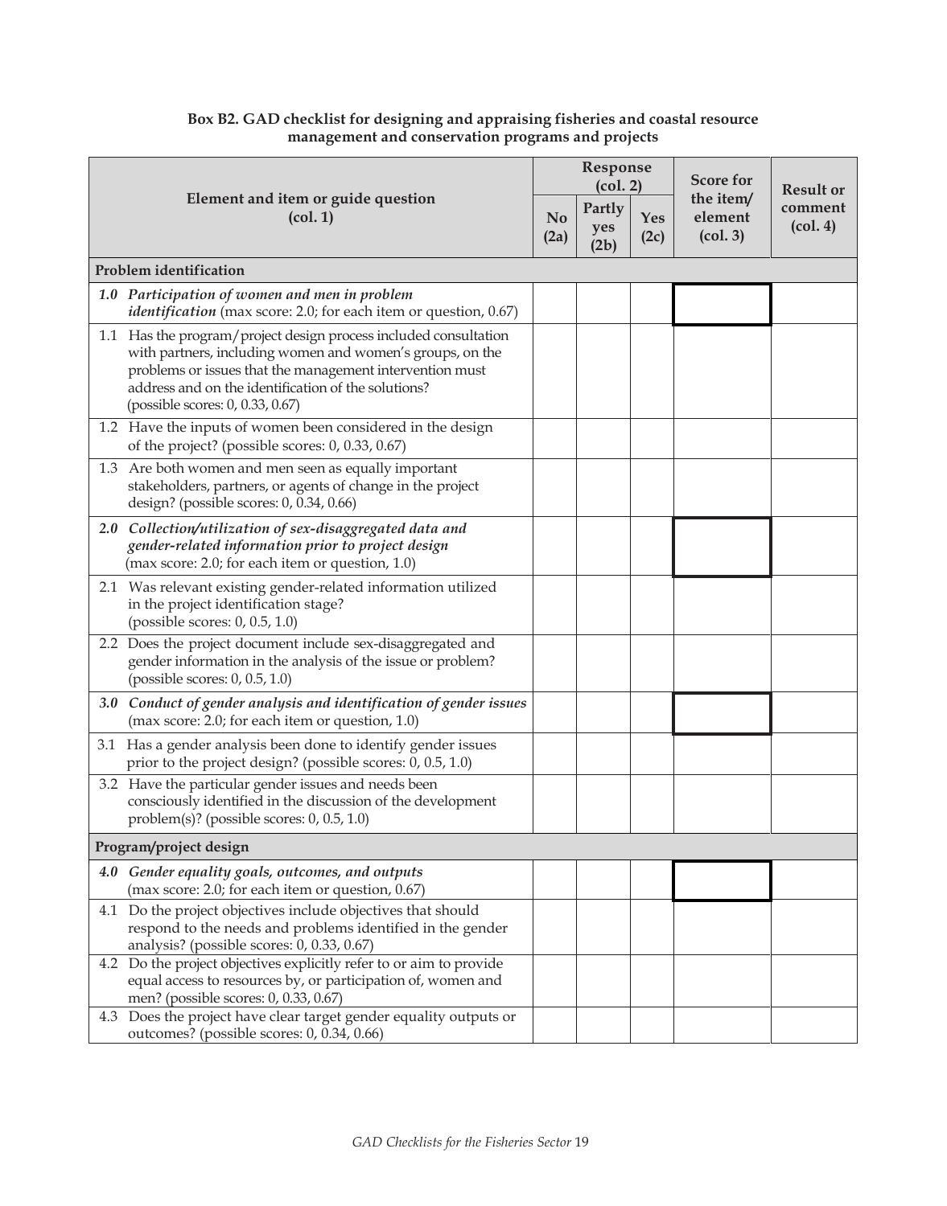**Box B2. GAD checklist for designing and appraising fisheries and coastal resource management and conservation programs and projects**

| Element and item or guide question (col. 1) | Response (col. 2) | | | Score for the item/ element (col. 3) | Result or comment (col. 4) |
|---|---|---|---|---|---|
| | No (2a) | Partly yes (2b) | Yes (2c) | | |
| **Problem identification** | | | | | |
| ***1.0 Participation of women and men in problem identification*** (max score: 2.0; for each item or question, 0.67) | | | | | |
| 1.1 Has the program/project design process included consultation with partners, including women and women's groups, on the problems or issues that the management intervention must address and on the identification of the solutions? (possible scores: 0, 0.33, 0.67) | | | | | |
| 1.2 Have the inputs of women been considered in the design of the project? (possible scores: 0, 0.33, 0.67) | | | | | |
| 1.3 Are both women and men seen as equally important stakeholders, partners, or agents of change in the project design? (possible scores: 0, 0.34, 0.66) | | | | | |
| ***2.0 Collection/utilization of sex-disaggregated data and gender-related information prior to project design*** (max score: 2.0; for each item or question, 1.0) | | | | | |
| 2.1 Was relevant existing gender-related information utilized in the project identification stage? (possible scores: 0, 0.5, 1.0) | | | | | |
| 2.2 Does the project document include sex-disaggregated and gender information in the analysis of the issue or problem? (possible scores: 0, 0.5, 1.0) | | | | | |
| ***3.0 Conduct of gender analysis and identification of gender issues*** (max score: 2.0; for each item or question, 1.0) | | | | | |
| 3.1 Has a gender analysis been done to identify gender issues prior to the project design? (possible scores: 0, 0.5, 1.0) | | | | | |
| 3.2 Have the particular gender issues and needs been consciously identified in the discussion of the development problem(s)? (possible scores: 0, 0.5, 1.0) | | | | | |
| **Program/project design** | | | | | |
| ***4.0 Gender equality goals, outcomes, and outputs*** (max score: 2.0; for each item or question, 0.67) | | | | | |
| 4.1 Do the project objectives include objectives that should respond to the needs and problems identified in the gender analysis? (possible scores: 0, 0.33, 0.67) | | | | | |
| 4.2 Do the project objectives explicitly refer to or aim to provide equal access to resources by, or participation of, women and men? (possible scores: 0, 0.33, 0.67) | | | | | |
| 4.3 Does the project have clear target gender equality outputs or outcomes? (possible scores: 0, 0.34, 0.66) | | | | | |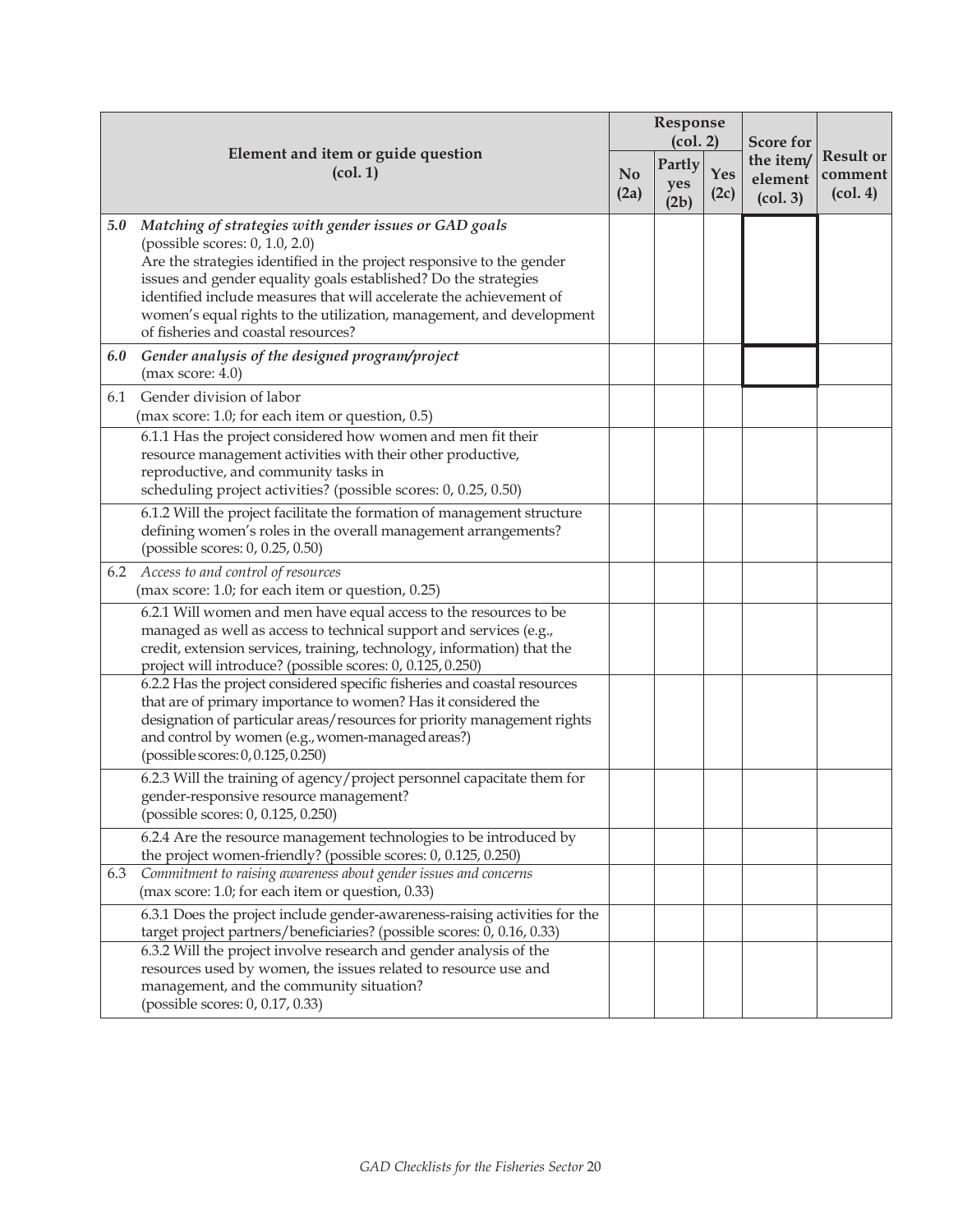| Element and item or guide question (col. 1) | Response (col. 2) | | | Score for the item/ element (col. 3) | Result or comment (col. 4) |
|---|---|---|---|---|---|
| | No (2a) | Partly yes (2b) | Yes (2c) | | |
| ***5.0 Matching of strategies with gender issues or GAD goals*** (possible scores: 0, 1.0, 2.0) Are the strategies identified in the project responsive to the gender issues and gender equality goals established? Do the strategies identified include measures that will accelerate the achievement of women's equal rights to the utilization, management, and development of fisheries and coastal resources? | | | | | |
| ***6.0 Gender analysis of the designed program/project*** (max score: 4.0) | | | | | |
| 6.1 Gender division of labor (max score: 1.0; for each item or question, 0.5) | | | | | |
| 6.1.1 Has the project considered how women and men fit their resource management activities with their other productive, reproductive, and community tasks in scheduling project activities? (possible scores: 0, 0.25, 0.50) | | | | | |
| 6.1.2 Will the project facilitate the formation of management structure defining women's roles in the overall management arrangements? (possible scores: 0, 0.25, 0.50) | | | | | |
| 6.2 *Access to and control of resources* (max score: 1.0; for each item or question, 0.25) | | | | | |
| 6.2.1 Will women and men have equal access to the resources to be managed as well as access to technical support and services (e.g., credit, extension services, training, technology, information) that the project will introduce? (possible scores: 0, 0.125, 0.250) | | | | | |
| 6.2.2 Has the project considered specific fisheries and coastal resources that are of primary importance to women? Has it considered the designation of particular areas/resources for priority management rights and control by women (e.g., women-managed areas?) (possible scores: 0, 0.125, 0.250) | | | | | |
| 6.2.3 Will the training of agency/project personnel capacitate them for gender-responsive resource management? (possible scores: 0, 0.125, 0.250) | | | | | |
| 6.2.4 Are the resource management technologies to be introduced by the project women-friendly? (possible scores: 0, 0.125, 0.250) | | | | | |
| 6.3 *Commitment to raising awareness about gender issues and concerns* (max score: 1.0; for each item or question, 0.33) | | | | | |
| 6.3.1 Does the project include gender-awareness-raising activities for the target project partners/beneficiaries? (possible scores: 0, 0.16, 0.33) | | | | | |
| 6.3.2 Will the project involve research and gender analysis of the resources used by women, the issues related to resource use and management, and the community situation? (possible scores: 0, 0.17, 0.33) | | | | | |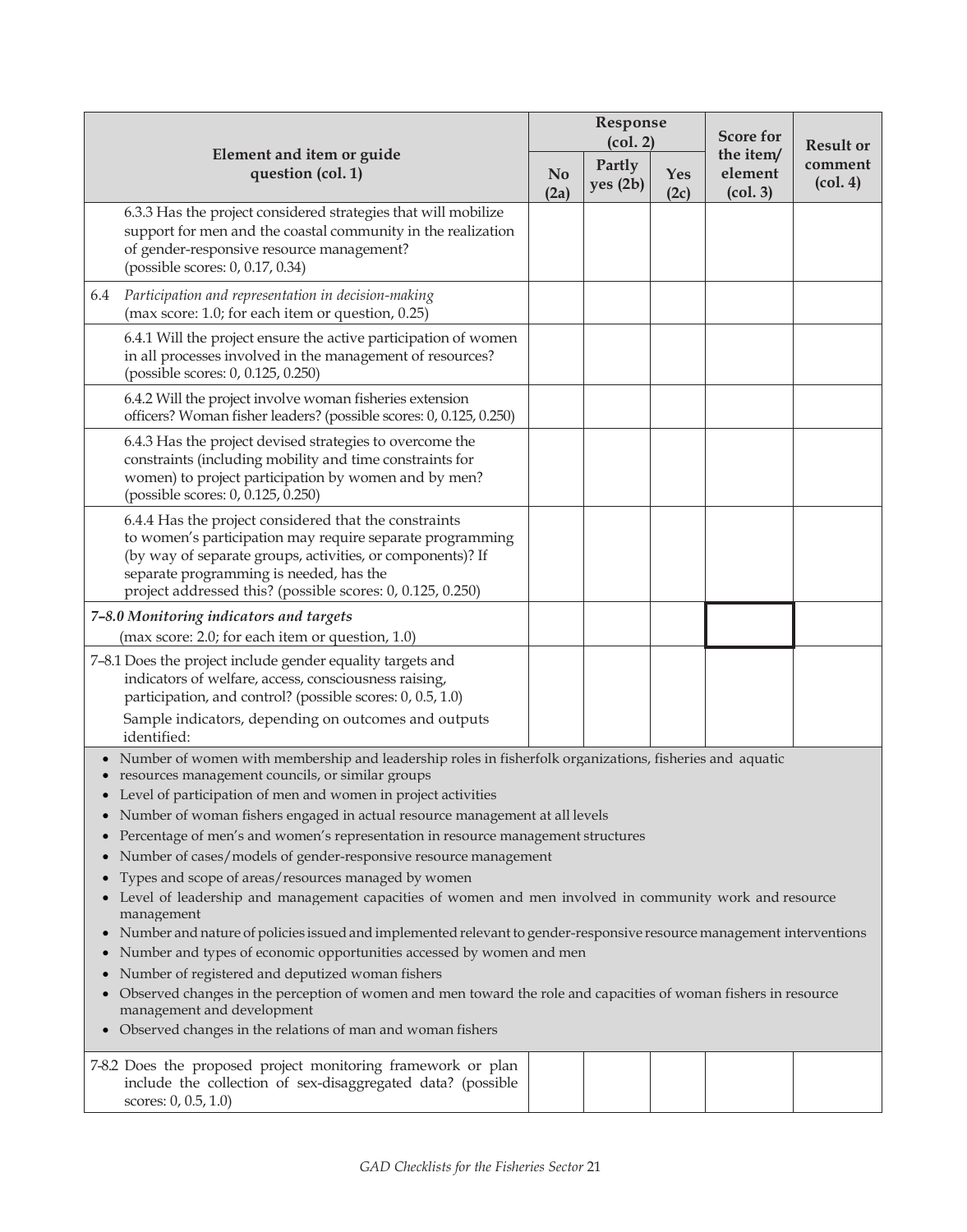| Element and item or guide question (col. 1) | Response (col. 2) | | | Score for the item/ element (col. 3) | Result or comment (col. 4) |
|---|---|---|---|---|---|
| | No (2a) | Partly yes (2b) | Yes (2c) | | |
| 6.3.3 Has the project considered strategies that will mobilize support for men and the coastal community in the realization of gender-responsive resource management? (possible scores: 0, 0.17, 0.34) | | | | | |
| 6.4 *Participation and representation in decision-making* (max score: 1.0; for each item or question, 0.25) | | | | | |
| 6.4.1 Will the project ensure the active participation of women in all processes involved in the management of resources? (possible scores: 0, 0.125, 0.250) | | | | | |
| 6.4.2 Will the project involve woman fisheries extension officers? Woman fisher leaders? (possible scores: 0, 0.125, 0.250) | | | | | |
| 6.4.3 Has the project devised strategies to overcome the constraints (including mobility and time constraints for women) to project participation by women and by men? (possible scores: 0, 0.125, 0.250) | | | | | |
| 6.4.4 Has the project considered that the constraints to women's participation may require separate programming (by way of separate groups, activities, or components)? If separate programming is needed, has the project addressed this? (possible scores: 0, 0.125, 0.250) | | | | | |
| ***7–8.0 Monitoring indicators and targets*** (max score: 2.0; for each item or question, 1.0) | | | | | |
| 7–8.1 Does the project include gender equality targets and indicators of welfare, access, consciousness raising, participation, and control? (possible scores: 0, 0.5, 1.0) Sample indicators, depending on outcomes and outputs identified: | | | | | |
| • Number of women with membership and leadership roles in fisherfolk organizations, fisheries and aquatic resources management councils, or similar groups<br>• Level of participation of men and women in project activities<br>• Number of woman fishers engaged in actual resource management at all levels<br>• Percentage of men's and women's representation in resource management structures<br>• Number of cases/models of gender-responsive resource management<br>• Types and scope of areas/resources managed by women<br>• Level of leadership and management capacities of women and men involved in community work and resource management<br>• Number and nature of policies issued and implemented relevant to gender-responsive resource management interventions<br>• Number and types of economic opportunities accessed by women and men<br>• Number of registered and deputized woman fishers<br>• Observed changes in the perception of women and men toward the role and capacities of woman fishers in resource management and development<br>• Observed changes in the relations of man and woman fishers | | | | | |
| 7-8.2 Does the proposed project monitoring framework or plan include the collection of sex-disaggregated data? (possible scores: 0, 0.5, 1.0) | | | | | |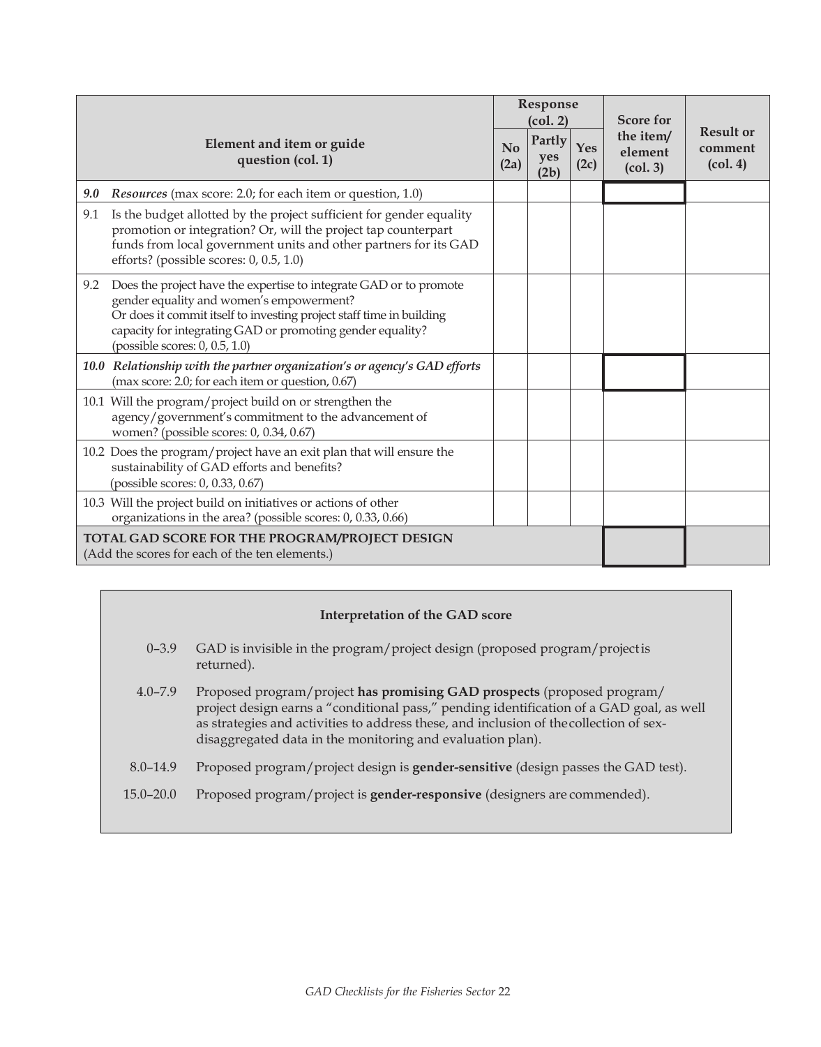| Element and item or guide question (col. 1) | Response (col. 2) | | | Score for the item/ element (col. 3) | Result or comment (col. 4) |
|---|---|---|---|---|---|
| | No (2a) | Partly yes (2b) | Yes (2c) | | |
| ***9.0*** *Resources* (max score: 2.0; for each item or question, 1.0) | | | | | |
| 9.1 Is the budget allotted by the project sufficient for gender equality promotion or integration? Or, will the project tap counterpart funds from local government units and other partners for its GAD efforts? (possible scores: 0, 0.5, 1.0) | | | | | |
| 9.2 Does the project have the expertise to integrate GAD or to promote gender equality and women's empowerment? Or does it commit itself to investing project staff time in building capacity for integrating GAD or promoting gender equality? (possible scores: 0, 0.5, 1.0) | | | | | |
| ***10.0 Relationship with the partner organization's or agency's GAD efforts*** (max score: 2.0; for each item or question, 0.67) | | | | | |
| 10.1 Will the program/project build on or strengthen the agency/government's commitment to the advancement of women? (possible scores: 0, 0.34, 0.67) | | | | | |
| 10.2 Does the program/project have an exit plan that will ensure the sustainability of GAD efforts and benefits? (possible scores: 0, 0.33, 0.67) | | | | | |
| 10.3 Will the project build on initiatives or actions of other organizations in the area? (possible scores: 0, 0.33, 0.66) | | | | | |
| **TOTAL GAD SCORE FOR THE PROGRAM/PROJECT DESIGN** (Add the scores for each of the ten elements.) | | | | | |

**Interpretation of the GAD score**

| | |
|---|---|
| 0–3.9 | GAD is invisible in the program/project design (proposed program/project is returned). |
| 4.0–7.9 | Proposed program/project **has promising GAD prospects** (proposed program/ project design earns a "conditional pass," pending identification of a GAD goal, as well as strategies and activities to address these, and inclusion of the collection of sex-disaggregated data in the monitoring and evaluation plan). |
| 8.0–14.9 | Proposed program/project design is **gender-sensitive** (design passes the GAD test). |
| 15.0–20.0 | Proposed program/project is **gender-responsive** (designers are commended). |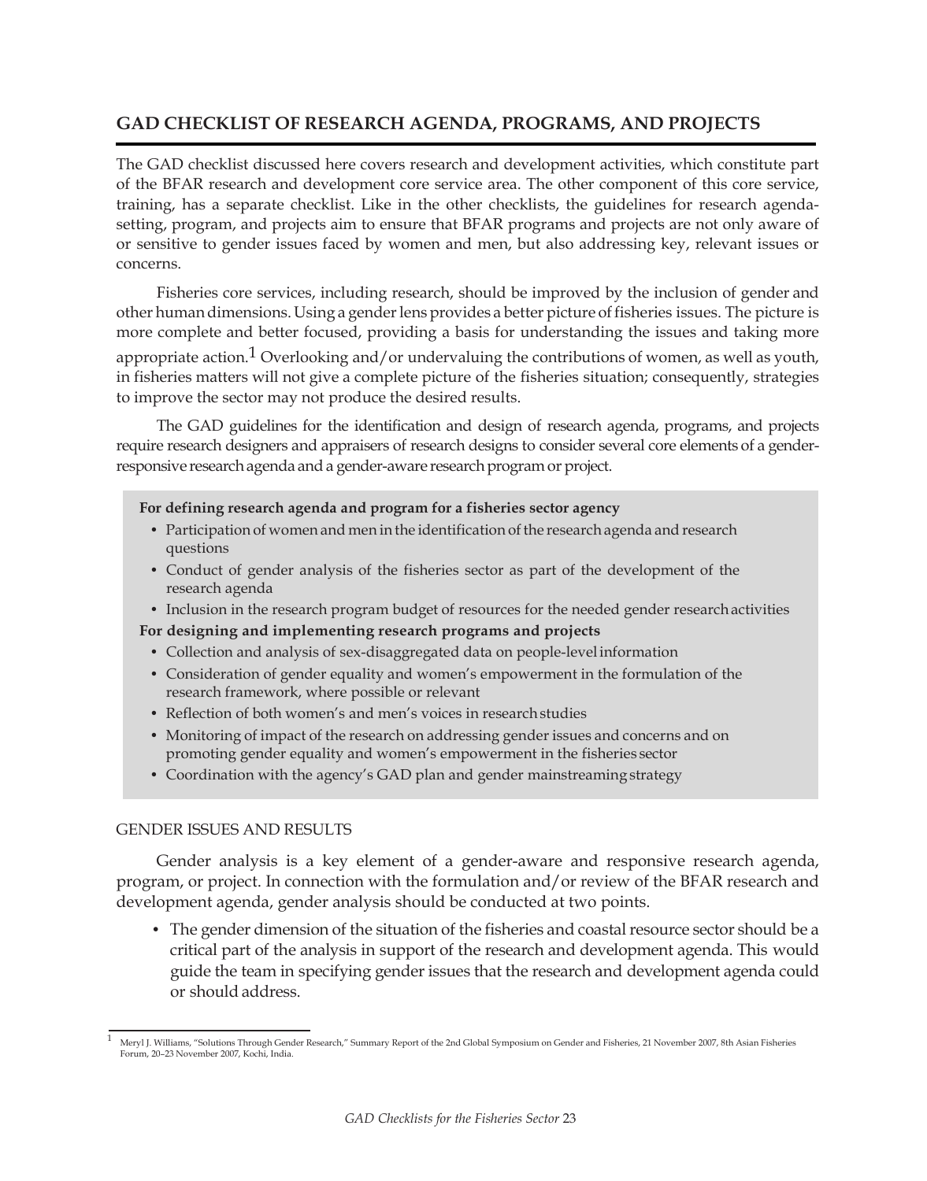## GAD CHECKLIST OF RESEARCH AGENDA, PROGRAMS, AND PROJECTS

The GAD checklist discussed here covers research and development activities, which constitute part of the BFAR research and development core service area. The other component of this core service, training, has a separate checklist. Like in the other checklists, the guidelines for research agenda-setting, program, and projects aim to ensure that BFAR programs and projects are not only aware of or sensitive to gender issues faced by women and men, but also addressing key, relevant issues or concerns.

Fisheries core services, including research, should be improved by the inclusion of gender and other human dimensions. Using a gender lens provides a better picture of fisheries issues. The picture is more complete and better focused, providing a basis for understanding the issues and taking more appropriate action.[1] Overlooking and/or undervaluing the contributions of women, as well as youth, in fisheries matters will not give a complete picture of the fisheries situation; consequently, strategies to improve the sector may not produce the desired results.

The GAD guidelines for the identification and design of research agenda, programs, and projects require research designers and appraisers of research designs to consider several core elements of a gender-responsive research agenda and a gender-aware research program or project.

**For defining research agenda and program for a fisheries sector agency**

- Participation of women and men in the identification of the research agenda and research questions
- Conduct of gender analysis of the fisheries sector as part of the development of the research agenda
- Inclusion in the research program budget of resources for the needed gender research activities

**For designing and implementing research programs and projects**

- Collection and analysis of sex-disaggregated data on people-level information
- Consideration of gender equality and women's empowerment in the formulation of the research framework, where possible or relevant
- Reflection of both women's and men's voices in research studies
- Monitoring of impact of the research on addressing gender issues and concerns and on promoting gender equality and women's empowerment in the fisheries sector
- Coordination with the agency's GAD plan and gender mainstreaming strategy

### GENDER ISSUES AND RESULTS

Gender analysis is a key element of a gender-aware and responsive research agenda, program, or project. In connection with the formulation and/or review of the BFAR research and development agenda, gender analysis should be conducted at two points.

- The gender dimension of the situation of the fisheries and coastal resource sector should be a critical part of the analysis in support of the research and development agenda. This would guide the team in specifying gender issues that the research and development agenda could or should address.

[1] Meryl J. Williams, "Solutions Through Gender Research," Summary Report of the 2nd Global Symposium on Gender and Fisheries, 21 November 2007, 8th Asian Fisheries Forum, 20–23 November 2007, Kochi, India.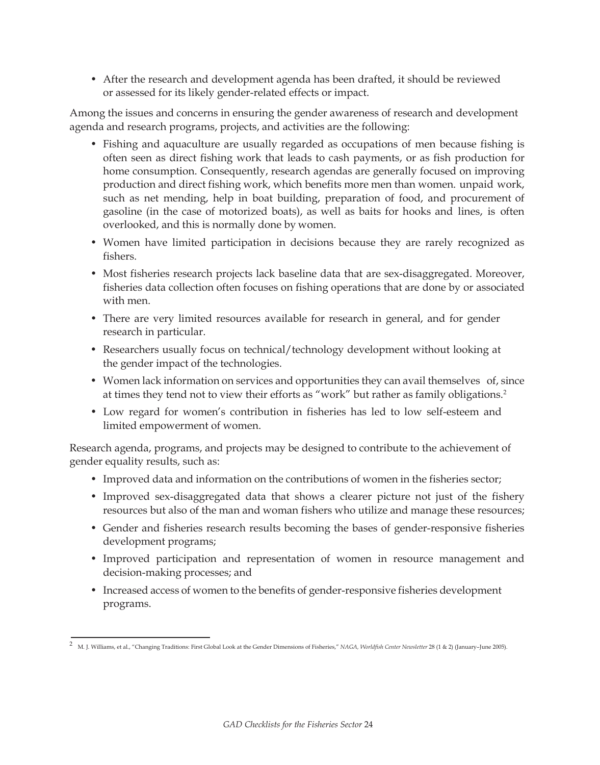- After the research and development agenda has been drafted, it should be reviewed or assessed for its likely gender-related effects or impact.

Among the issues and concerns in ensuring the gender awareness of research and development agenda and research programs, projects, and activities are the following:

- Fishing and aquaculture are usually regarded as occupations of men because fishing is often seen as direct fishing work that leads to cash payments, or as fish production for home consumption. Consequently, research agendas are generally focused on improving production and direct fishing work, which benefits more men than women. unpaid work, such as net mending, help in boat building, preparation of food, and procurement of gasoline (in the case of motorized boats), as well as baits for hooks and lines, is often overlooked, and this is normally done by women.
- Women have limited participation in decisions because they are rarely recognized as fishers.
- Most fisheries research projects lack baseline data that are sex-disaggregated. Moreover, fisheries data collection often focuses on fishing operations that are done by or associated with men.
- There are very limited resources available for research in general, and for gender research in particular.
- Researchers usually focus on technical/technology development without looking at the gender impact of the technologies.
- Women lack information on services and opportunities they can avail themselves of, since at times they tend not to view their efforts as "work" but rather as family obligations.[2]
- Low regard for women's contribution in fisheries has led to low self-esteem and limited empowerment of women.

Research agenda, programs, and projects may be designed to contribute to the achievement of gender equality results, such as:

- Improved data and information on the contributions of women in the fisheries sector;
- Improved sex-disaggregated data that shows a clearer picture not just of the fishery resources but also of the man and woman fishers who utilize and manage these resources;
- Gender and fisheries research results becoming the bases of gender-responsive fisheries development programs;
- Improved participation and representation of women in resource management and decision-making processes; and
- Increased access of women to the benefits of gender-responsive fisheries development programs.

[2] M. J. Williams, et al., "Changing Traditions: First Global Look at the Gender Dimensions of Fisheries," *NAGA, Worldfish Center Newsletter* 28 (1 & 2) (January–June 2005).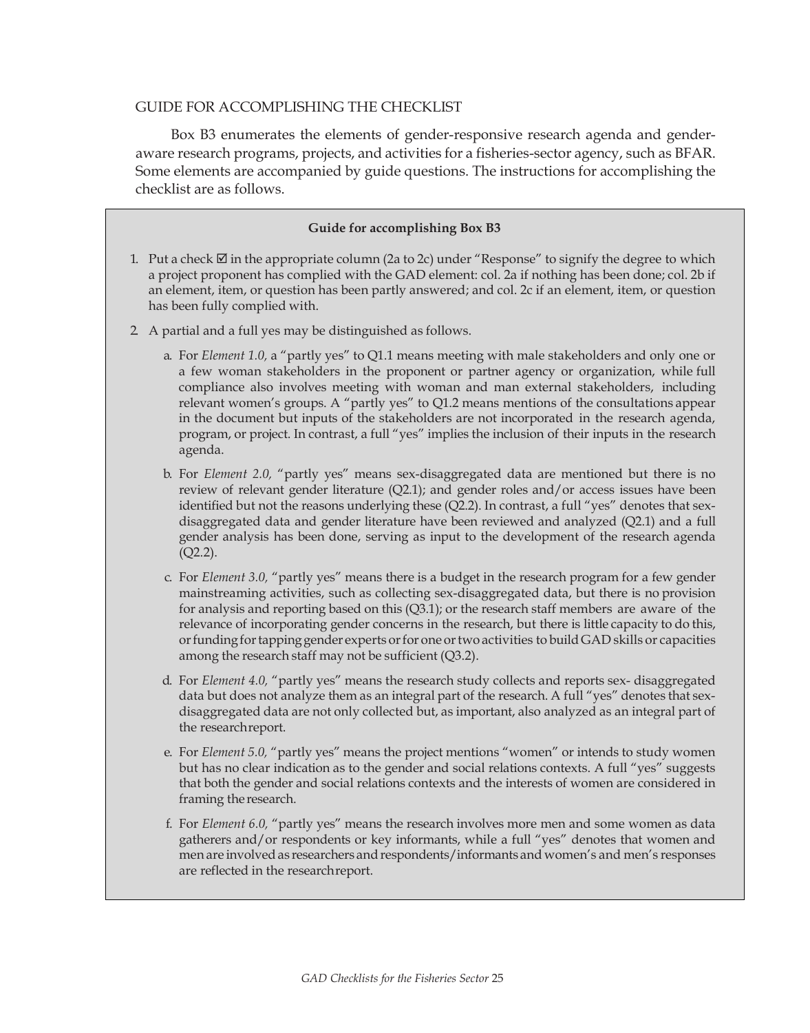GUIDE FOR ACCOMPLISHING THE CHECKLIST

Box B3 enumerates the elements of gender-responsive research agenda and gender-aware research programs, projects, and activities for a fisheries-sector agency, such as BFAR. Some elements are accompanied by guide questions. The instructions for accomplishing the checklist are as follows.

**Guide for accomplishing Box B3**

1. Put a check ☑ in the appropriate column (2a to 2c) under "Response" to signify the degree to which a project proponent has complied with the GAD element: col. 2a if nothing has been done; col. 2b if an element, item, or question has been partly answered; and col. 2c if an element, item, or question has been fully complied with.

2. A partial and a full yes may be distinguished as follows.

   a. For *Element 1.0,* a "partly yes" to Q1.1 means meeting with male stakeholders and only one or a few woman stakeholders in the proponent or partner agency or organization, while full compliance also involves meeting with woman and man external stakeholders, including relevant women's groups. A "partly yes" to Q1.2 means mentions of the consultations appear in the document but inputs of the stakeholders are not incorporated in the research agenda, program, or project. In contrast, a full "yes" implies the inclusion of their inputs in the research agenda.

   b. For *Element 2.0,* "partly yes" means sex-disaggregated data are mentioned but there is no review of relevant gender literature (Q2.1); and gender roles and/or access issues have been identified but not the reasons underlying these (Q2.2). In contrast, a full "yes" denotes that sex-disaggregated data and gender literature have been reviewed and analyzed (Q2.1) and a full gender analysis has been done, serving as input to the development of the research agenda (Q2.2).

   c. For *Element 3.0,* "partly yes" means there is a budget in the research program for a few gender mainstreaming activities, such as collecting sex-disaggregated data, but there is no provision for analysis and reporting based on this (Q3.1); or the research staff members are aware of the relevance of incorporating gender concerns in the research, but there is little capacity to do this, or funding for tapping gender experts or for one or two activities to build GAD skills or capacities among the research staff may not be sufficient (Q3.2).

   d. For *Element 4.0,* "partly yes" means the research study collects and reports sex- disaggregated data but does not analyze them as an integral part of the research. A full "yes" denotes that sex-disaggregated data are not only collected but, as important, also analyzed as an integral part of the research report.

   e. For *Element 5.0,* "partly yes" means the project mentions "women" or intends to study women but has no clear indication as to the gender and social relations contexts. A full "yes" suggests that both the gender and social relations contexts and the interests of women are considered in framing the research.

   f. For *Element 6.0,* "partly yes" means the research involves more men and some women as data gatherers and/or respondents or key informants, while a full "yes" denotes that women and men are involved as researchers and respondents/informants and women's and men's responses are reflected in the research report.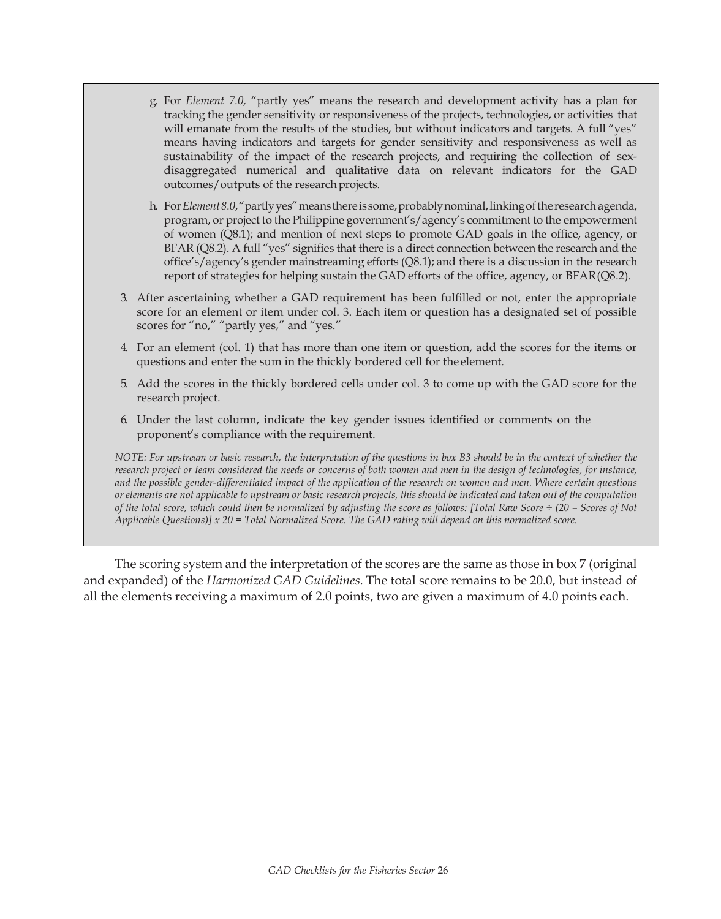g. For *Element 7.0,* "partly yes" means the research and development activity has a plan for tracking the gender sensitivity or responsiveness of the projects, technologies, or activities that will emanate from the results of the studies, but without indicators and targets. A full "yes" means having indicators and targets for gender sensitivity and responsiveness as well as sustainability of the impact of the research projects, and requiring the collection of sex-disaggregated numerical and qualitative data on relevant indicators for the GAD outcomes/outputs of the research projects.

h. For *Element 8.0*, "partly yes" means there is some, probably nominal, linking of the research agenda, program, or project to the Philippine government's/agency's commitment to the empowerment of women (Q8.1); and mention of next steps to promote GAD goals in the office, agency, or BFAR (Q8.2). A full "yes" signifies that there is a direct connection between the research and the office's/agency's gender mainstreaming efforts (Q8.1); and there is a discussion in the research report of strategies for helping sustain the GAD efforts of the office, agency, or BFAR(Q8.2).

3. After ascertaining whether a GAD requirement has been fulfilled or not, enter the appropriate score for an element or item under col. 3. Each item or question has a designated set of possible scores for "no," "partly yes," and "yes."

4. For an element (col. 1) that has more than one item or question, add the scores for the items or questions and enter the sum in the thickly bordered cell for the element.

5. Add the scores in the thickly bordered cells under col. 3 to come up with the GAD score for the research project.

6. Under the last column, indicate the key gender issues identified or comments on the proponent's compliance with the requirement.

*NOTE: For upstream or basic research, the interpretation of the questions in box B3 should be in the context of whether the research project or team considered the needs or concerns of both women and men in the design of technologies, for instance, and the possible gender-differentiated impact of the application of the research on women and men. Where certain questions or elements are not applicable to upstream or basic research projects, this should be indicated and taken out of the computation of the total score, which could then be normalized by adjusting the score as follows: [Total Raw Score ÷ (20 – Scores of Not Applicable Questions)] x 20 = Total Normalized Score. The GAD rating will depend on this normalized score.*

The scoring system and the interpretation of the scores are the same as those in box 7 (original and expanded) of the *Harmonized GAD Guidelines*. The total score remains to be 20.0, but instead of all the elements receiving a maximum of 2.0 points, two are given a maximum of 4.0 points each.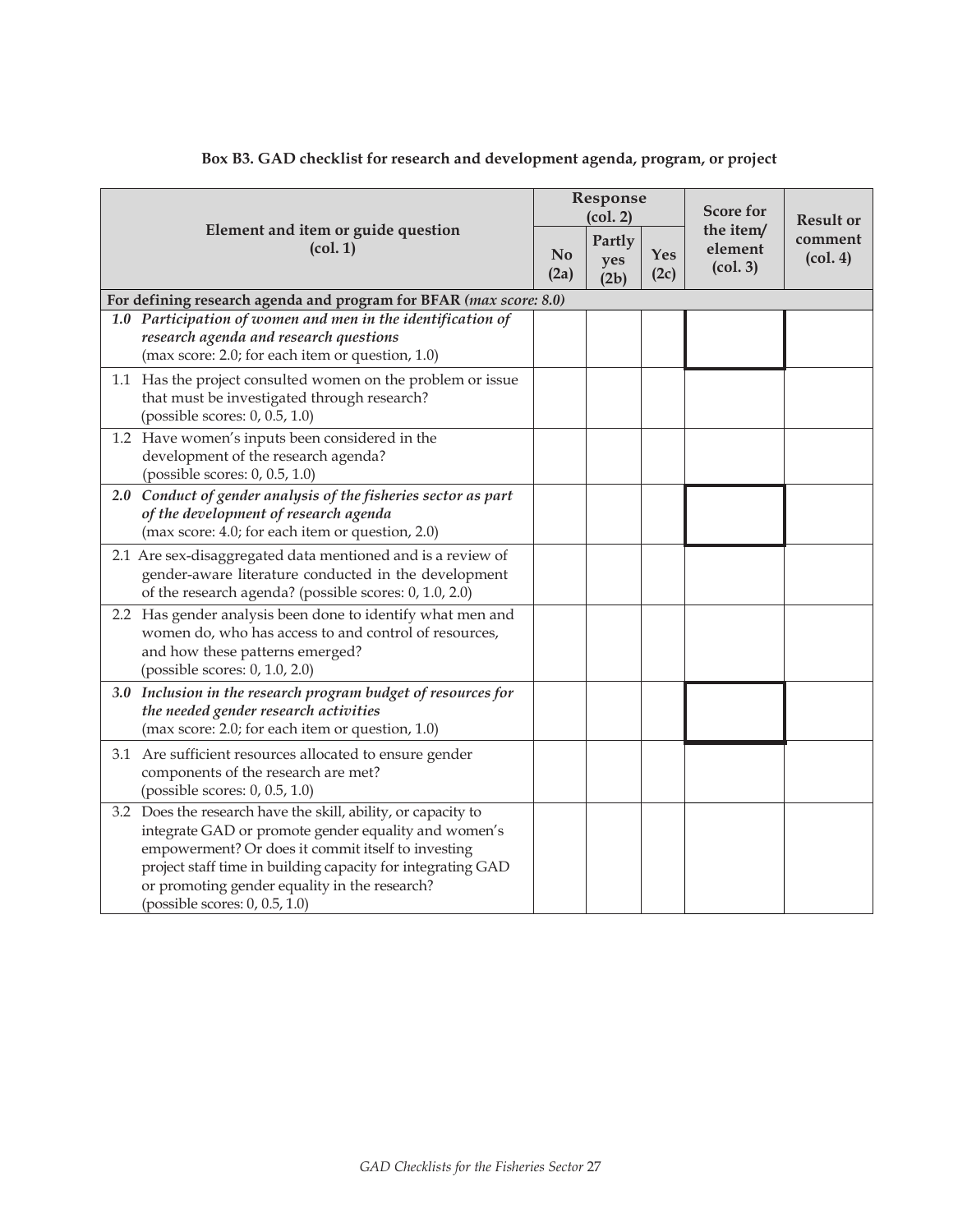**Box B3. GAD checklist for research and development agenda, program, or project**

| Element and item or guide question (col. 1) | Response (col. 2) | | | Score for the item/ element (col. 3) | Result or comment (col. 4) |
|---|---|---|---|---|---|
| | No (2a) | Partly yes (2b) | Yes (2c) | | |
| **For defining research agenda and program for BFAR** *(max score: 8.0)* | | | | | |
| ***1.0 Participation of women and men in the identification of research agenda and research questions*** (max score: 2.0; for each item or question, 1.0) | | | | | |
| 1.1 Has the project consulted women on the problem or issue that must be investigated through research? (possible scores: 0, 0.5, 1.0) | | | | | |
| 1.2 Have women's inputs been considered in the development of the research agenda? (possible scores: 0, 0.5, 1.0) | | | | | |
| ***2.0 Conduct of gender analysis of the fisheries sector as part of the development of research agenda*** (max score: 4.0; for each item or question, 2.0) | | | | | |
| 2.1 Are sex-disaggregated data mentioned and is a review of gender-aware literature conducted in the development of the research agenda? (possible scores: 0, 1.0, 2.0) | | | | | |
| 2.2 Has gender analysis been done to identify what men and women do, who has access to and control of resources, and how these patterns emerged? (possible scores: 0, 1.0, 2.0) | | | | | |
| ***3.0 Inclusion in the research program budget of resources for the needed gender research activities*** (max score: 2.0; for each item or question, 1.0) | | | | | |
| 3.1 Are sufficient resources allocated to ensure gender components of the research are met? (possible scores: 0, 0.5, 1.0) | | | | | |
| 3.2 Does the research have the skill, ability, or capacity to integrate GAD or promote gender equality and women's empowerment? Or does it commit itself to investing project staff time in building capacity for integrating GAD or promoting gender equality in the research? (possible scores: 0, 0.5, 1.0) | | | | | |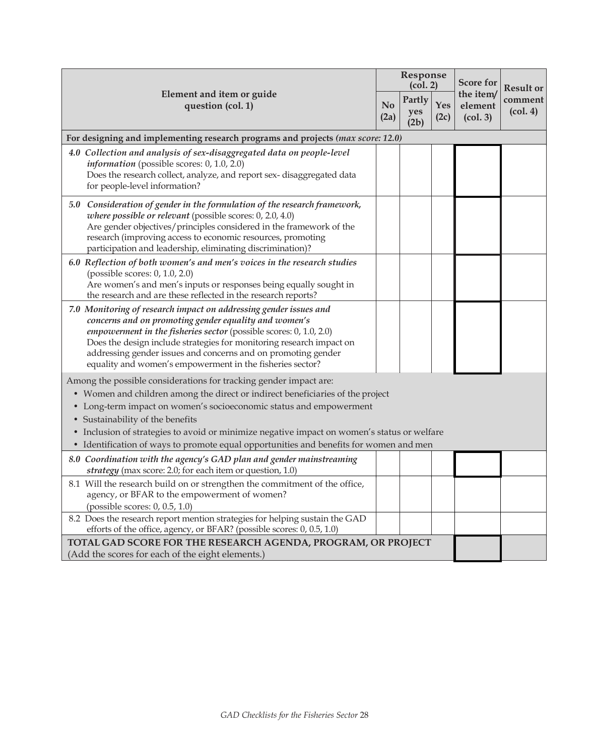| Element and item or guide question (col. 1) | Response (col. 2) | | | Score for the item/ element (col. 3) | Result or comment (col. 4) |
|---|---|---|---|---|---|
| | No (2a) | Partly yes (2b) | Yes (2c) | | |
| **For designing and implementing research programs and projects** ***(max score: 12.0)*** | | | | | |
| ***4.0 Collection and analysis of sex-disaggregated data on people-level information*** (possible scores: 0, 1.0, 2.0) Does the research collect, analyze, and report sex- disaggregated data for people-level information? | | | | | |
| ***5.0 Consideration of gender in the formulation of the research framework, where possible or relevant*** (possible scores: 0, 2.0, 4.0) Are gender objectives/principles considered in the framework of the research (improving access to economic resources, promoting participation and leadership, eliminating discrimination)? | | | | | |
| ***6.0 Reflection of both women's and men's voices in the research studies*** (possible scores: 0, 1.0, 2.0) Are women's and men's inputs or responses being equally sought in the research and are these reflected in the research reports? | | | | | |
| ***7.0 Monitoring of research impact on addressing gender issues and concerns and on promoting gender equality and women's empowerment in the fisheries sector*** (possible scores: 0, 1.0, 2.0) Does the design include strategies for monitoring research impact on addressing gender issues and concerns and on promoting gender equality and women's empowerment in the fisheries sector? | | | | | |
| Among the possible considerations for tracking gender impact are:<br>• Women and children among the direct or indirect beneficiaries of the project<br>• Long-term impact on women's socioeconomic status and empowerment<br>• Sustainability of the benefits<br>• Inclusion of strategies to avoid or minimize negative impact on women's status or welfare<br>• Identification of ways to promote equal opportunities and benefits for women and men | | | | | |
| ***8.0 Coordination with the agency's GAD plan and gender mainstreaming strategy*** (max score: 2.0; for each item or question, 1.0) | | | | | |
| 8.1 Will the research build on or strengthen the commitment of the office, agency, or BFAR to the empowerment of women? (possible scores: 0, 0.5, 1.0) | | | | | |
| 8.2 Does the research report mention strategies for helping sustain the GAD efforts of the office, agency, or BFAR? (possible scores: 0, 0.5, 1.0) | | | | | |
| **TOTAL GAD SCORE FOR THE RESEARCH AGENDA, PROGRAM, OR PROJECT** (Add the scores for each of the eight elements.) | | | | | |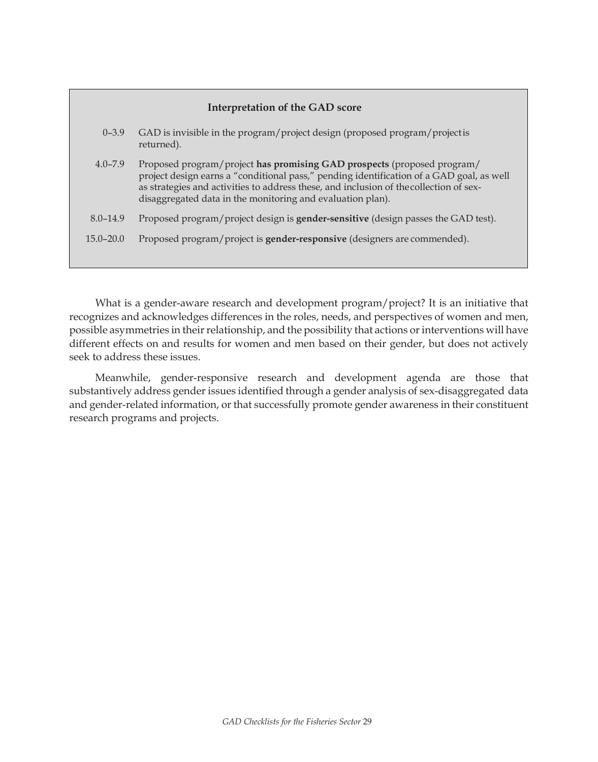**Interpretation of the GAD score**

| Score | Interpretation |
|---|---|
| 0–3.9 | GAD is invisible in the program/project design (proposed program/project is returned). |
| 4.0–7.9 | Proposed program/project **has promising GAD prospects** (proposed program/ project design earns a "conditional pass," pending identification of a GAD goal, as well as strategies and activities to address these, and inclusion of the collection of sex-disaggregated data in the monitoring and evaluation plan). |
| 8.0–14.9 | Proposed program/project design is **gender-sensitive** (design passes the GAD test). |
| 15.0–20.0 | Proposed program/project is **gender-responsive** (designers are commended). |

What is a gender-aware research and development program/project? It is an initiative that recognizes and acknowledges differences in the roles, needs, and perspectives of women and men, possible asymmetries in their relationship, and the possibility that actions or interventions will have different effects on and results for women and men based on their gender, but does not actively seek to address these issues.

Meanwhile, gender-responsive research and development agenda are those that substantively address gender issues identified through a gender analysis of sex-disaggregated data and gender-related information, or that successfully promote gender awareness in their constituent research programs and projects.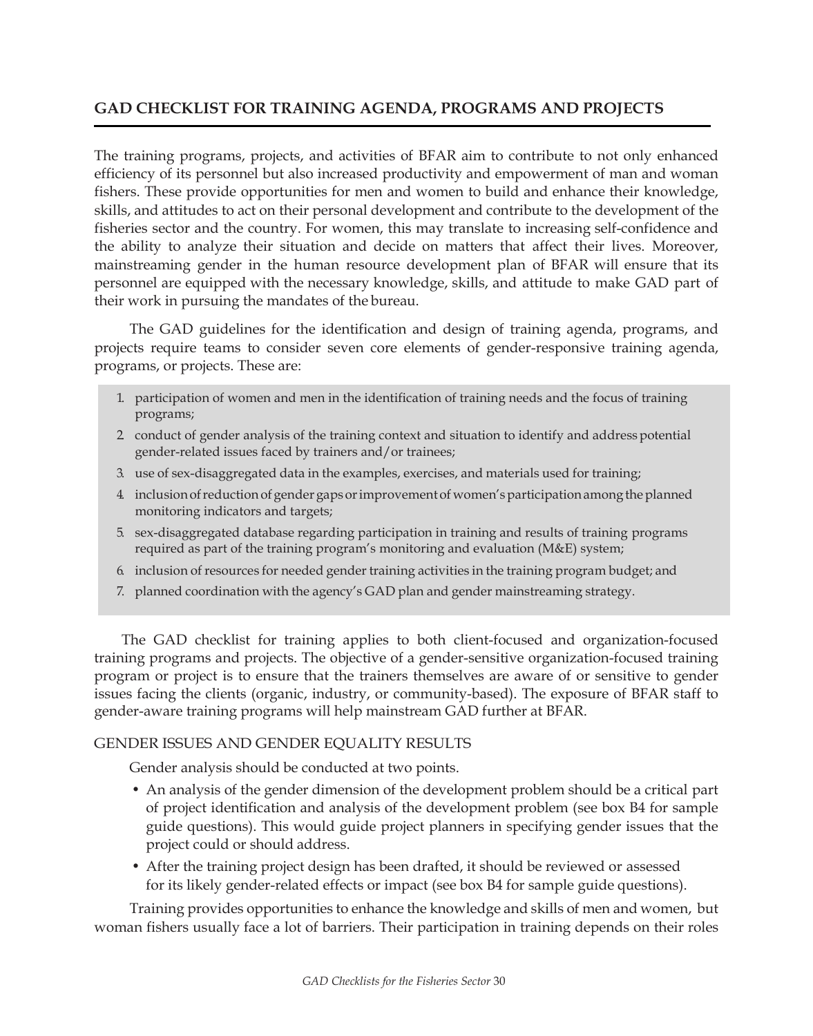## GAD CHECKLIST FOR TRAINING AGENDA, PROGRAMS AND PROJECTS

The training programs, projects, and activities of BFAR aim to contribute to not only enhanced efficiency of its personnel but also increased productivity and empowerment of man and woman fishers. These provide opportunities for men and women to build and enhance their knowledge, skills, and attitudes to act on their personal development and contribute to the development of the fisheries sector and the country. For women, this may translate to increasing self-confidence and the ability to analyze their situation and decide on matters that affect their lives. Moreover, mainstreaming gender in the human resource development plan of BFAR will ensure that its personnel are equipped with the necessary knowledge, skills, and attitude to make GAD part of their work in pursuing the mandates of the bureau.

The GAD guidelines for the identification and design of training agenda, programs, and projects require teams to consider seven core elements of gender-responsive training agenda, programs, or projects. These are:

1. participation of women and men in the identification of training needs and the focus of training programs;
2. conduct of gender analysis of the training context and situation to identify and address potential gender-related issues faced by trainers and/or trainees;
3. use of sex-disaggregated data in the examples, exercises, and materials used for training;
4. inclusion of reduction of gender gaps or improvement of women's participation among the planned monitoring indicators and targets;
5. sex-disaggregated database regarding participation in training and results of training programs required as part of the training program's monitoring and evaluation (M&E) system;
6. inclusion of resources for needed gender training activities in the training program budget; and
7. planned coordination with the agency's GAD plan and gender mainstreaming strategy.

The GAD checklist for training applies to both client-focused and organization-focused training programs and projects. The objective of a gender-sensitive organization-focused training program or project is to ensure that the trainers themselves are aware of or sensitive to gender issues facing the clients (organic, industry, or community-based). The exposure of BFAR staff to gender-aware training programs will help mainstream GAD further at BFAR.

### GENDER ISSUES AND GENDER EQUALITY RESULTS

Gender analysis should be conducted at two points.

- An analysis of the gender dimension of the development problem should be a critical part of project identification and analysis of the development problem (see box B4 for sample guide questions). This would guide project planners in specifying gender issues that the project could or should address.
- After the training project design has been drafted, it should be reviewed or assessed for its likely gender-related effects or impact (see box B4 for sample guide questions).

Training provides opportunities to enhance the knowledge and skills of men and women, but woman fishers usually face a lot of barriers. Their participation in training depends on their roles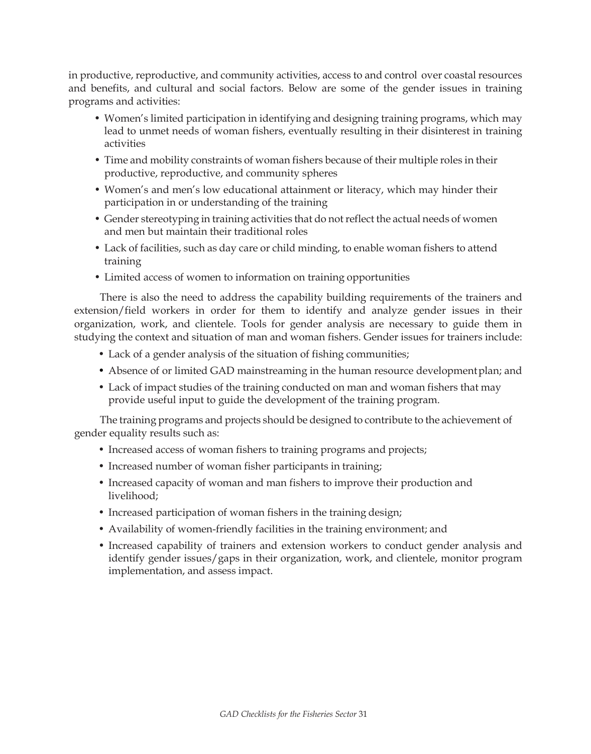in productive, reproductive, and community activities, access to and control over coastal resources and benefits, and cultural and social factors. Below are some of the gender issues in training programs and activities:

- Women's limited participation in identifying and designing training programs, which may lead to unmet needs of woman fishers, eventually resulting in their disinterest in training activities
- Time and mobility constraints of woman fishers because of their multiple roles in their productive, reproductive, and community spheres
- Women's and men's low educational attainment or literacy, which may hinder their participation in or understanding of the training
- Gender stereotyping in training activities that do not reflect the actual needs of women and men but maintain their traditional roles
- Lack of facilities, such as day care or child minding, to enable woman fishers to attend training
- Limited access of women to information on training opportunities

There is also the need to address the capability building requirements of the trainers and extension/field workers in order for them to identify and analyze gender issues in their organization, work, and clientele. Tools for gender analysis are necessary to guide them in studying the context and situation of man and woman fishers. Gender issues for trainers include:

- Lack of a gender analysis of the situation of fishing communities;
- Absence of or limited GAD mainstreaming in the human resource development plan; and
- Lack of impact studies of the training conducted on man and woman fishers that may provide useful input to guide the development of the training program.

The training programs and projects should be designed to contribute to the achievement of gender equality results such as:

- Increased access of woman fishers to training programs and projects;
- Increased number of woman fisher participants in training;
- Increased capacity of woman and man fishers to improve their production and livelihood;
- Increased participation of woman fishers in the training design;
- Availability of women-friendly facilities in the training environment; and
- Increased capability of trainers and extension workers to conduct gender analysis and identify gender issues/gaps in their organization, work, and clientele, monitor program implementation, and assess impact.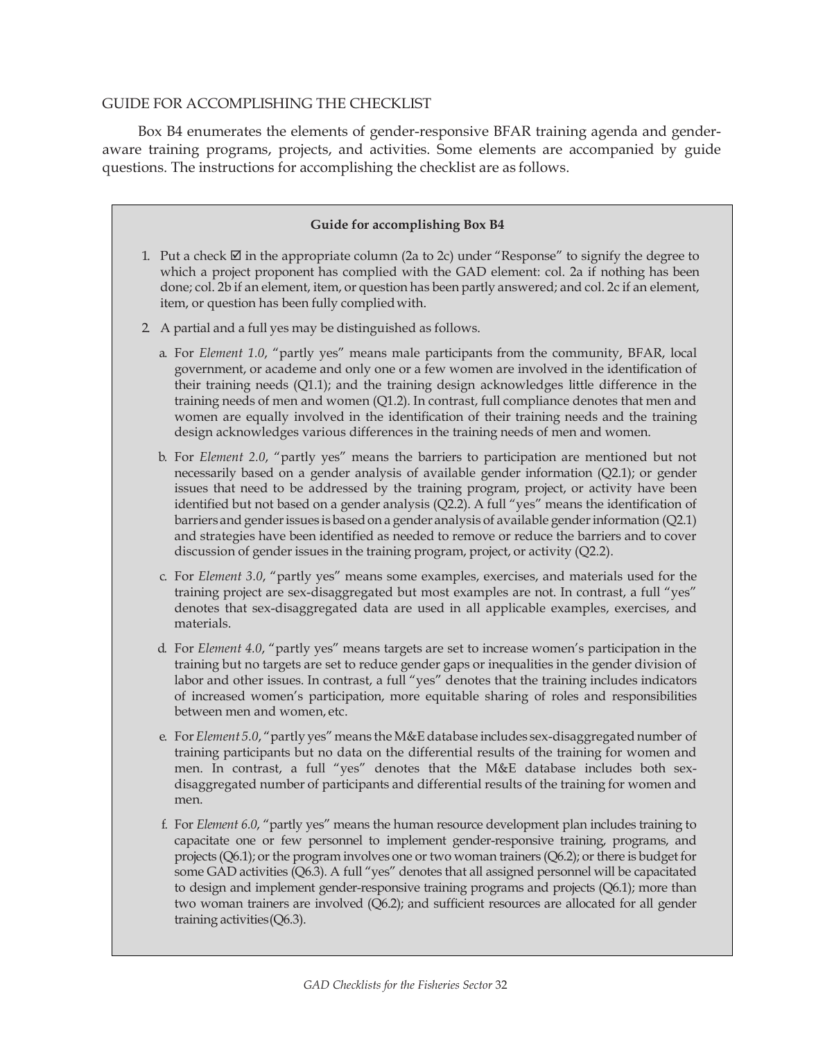## GUIDE FOR ACCOMPLISHING THE CHECKLIST

Box B4 enumerates the elements of gender-responsive BFAR training agenda and gender-aware training programs, projects, and activities. Some elements are accompanied by guide questions. The instructions for accomplishing the checklist are as follows.

### Guide for accomplishing Box B4

1. Put a check ☑ in the appropriate column (2a to 2c) under "Response" to signify the degree to which a project proponent has complied with the GAD element: col. 2a if nothing has been done; col. 2b if an element, item, or question has been partly answered; and col. 2c if an element, item, or question has been fully complied with.

2. A partial and a full yes may be distinguished as follows.

   a. For *Element 1.0*, "partly yes" means male participants from the community, BFAR, local government, or academe and only one or a few women are involved in the identification of their training needs (Q1.1); and the training design acknowledges little difference in the training needs of men and women (Q1.2). In contrast, full compliance denotes that men and women are equally involved in the identification of their training needs and the training design acknowledges various differences in the training needs of men and women.

   b. For *Element 2.0*, "partly yes" means the barriers to participation are mentioned but not necessarily based on a gender analysis of available gender information (Q2.1); or gender issues that need to be addressed by the training program, project, or activity have been identified but not based on a gender analysis (Q2.2). A full "yes" means the identification of barriers and gender issues is based on a gender analysis of available gender information (Q2.1) and strategies have been identified as needed to remove or reduce the barriers and to cover discussion of gender issues in the training program, project, or activity (Q2.2).

   c. For *Element 3.0*, "partly yes" means some examples, exercises, and materials used for the training project are sex-disaggregated but most examples are not. In contrast, a full "yes" denotes that sex-disaggregated data are used in all applicable examples, exercises, and materials.

   d. For *Element 4.0*, "partly yes" means targets are set to increase women's participation in the training but no targets are set to reduce gender gaps or inequalities in the gender division of labor and other issues. In contrast, a full "yes" denotes that the training includes indicators of increased women's participation, more equitable sharing of roles and responsibilities between men and women, etc.

   e. For *Element 5.0*, "partly yes" means the M&E database includes sex-disaggregated number of training participants but no data on the differential results of the training for women and men. In contrast, a full "yes" denotes that the M&E database includes both sex-disaggregated number of participants and differential results of the training for women and men.

   f. For *Element 6.0*, "partly yes" means the human resource development plan includes training to capacitate one or few personnel to implement gender-responsive training, programs, and projects (Q6.1); or the program involves one or two woman trainers (Q6.2); or there is budget for some GAD activities (Q6.3). A full "yes" denotes that all assigned personnel will be capacitated to design and implement gender-responsive training programs and projects (Q6.1); more than two woman trainers are involved (Q6.2); and sufficient resources are allocated for all gender training activities (Q6.3).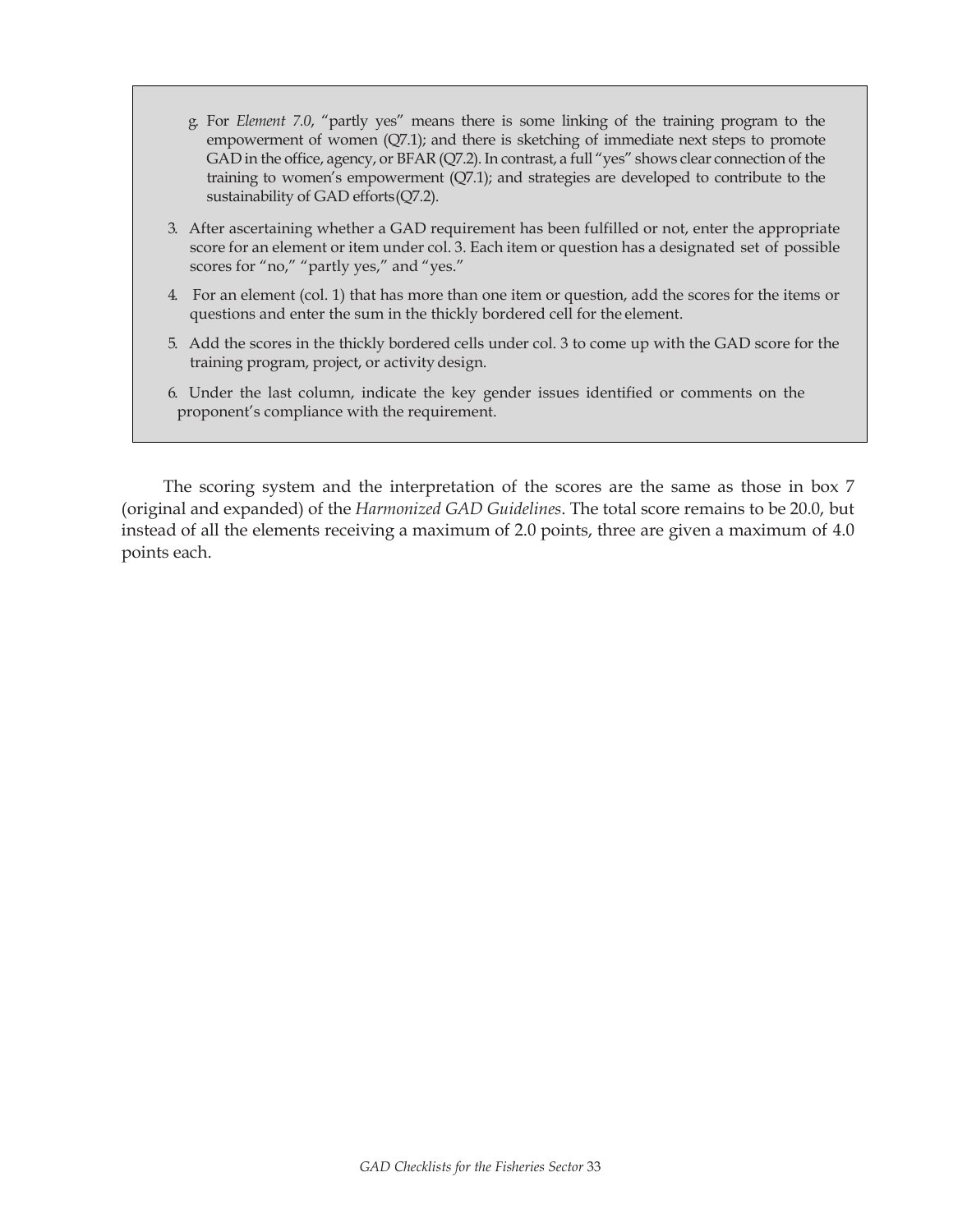g. For *Element 7.0*, "partly yes" means there is some linking of the training program to the empowerment of women (Q7.1); and there is sketching of immediate next steps to promote GAD in the office, agency, or BFAR (Q7.2). In contrast, a full "yes" shows clear connection of the training to women's empowerment (Q7.1); and strategies are developed to contribute to the sustainability of GAD efforts (Q7.2).

3. After ascertaining whether a GAD requirement has been fulfilled or not, enter the appropriate score for an element or item under col. 3. Each item or question has a designated set of possible scores for "no," "partly yes," and "yes."

4. For an element (col. 1) that has more than one item or question, add the scores for the items or questions and enter the sum in the thickly bordered cell for the element.

5. Add the scores in the thickly bordered cells under col. 3 to come up with the GAD score for the training program, project, or activity design.

6. Under the last column, indicate the key gender issues identified or comments on the proponent's compliance with the requirement.

The scoring system and the interpretation of the scores are the same as those in box 7 (original and expanded) of the *Harmonized GAD Guidelines*. The total score remains to be 20.0, but instead of all the elements receiving a maximum of 2.0 points, three are given a maximum of 4.0 points each.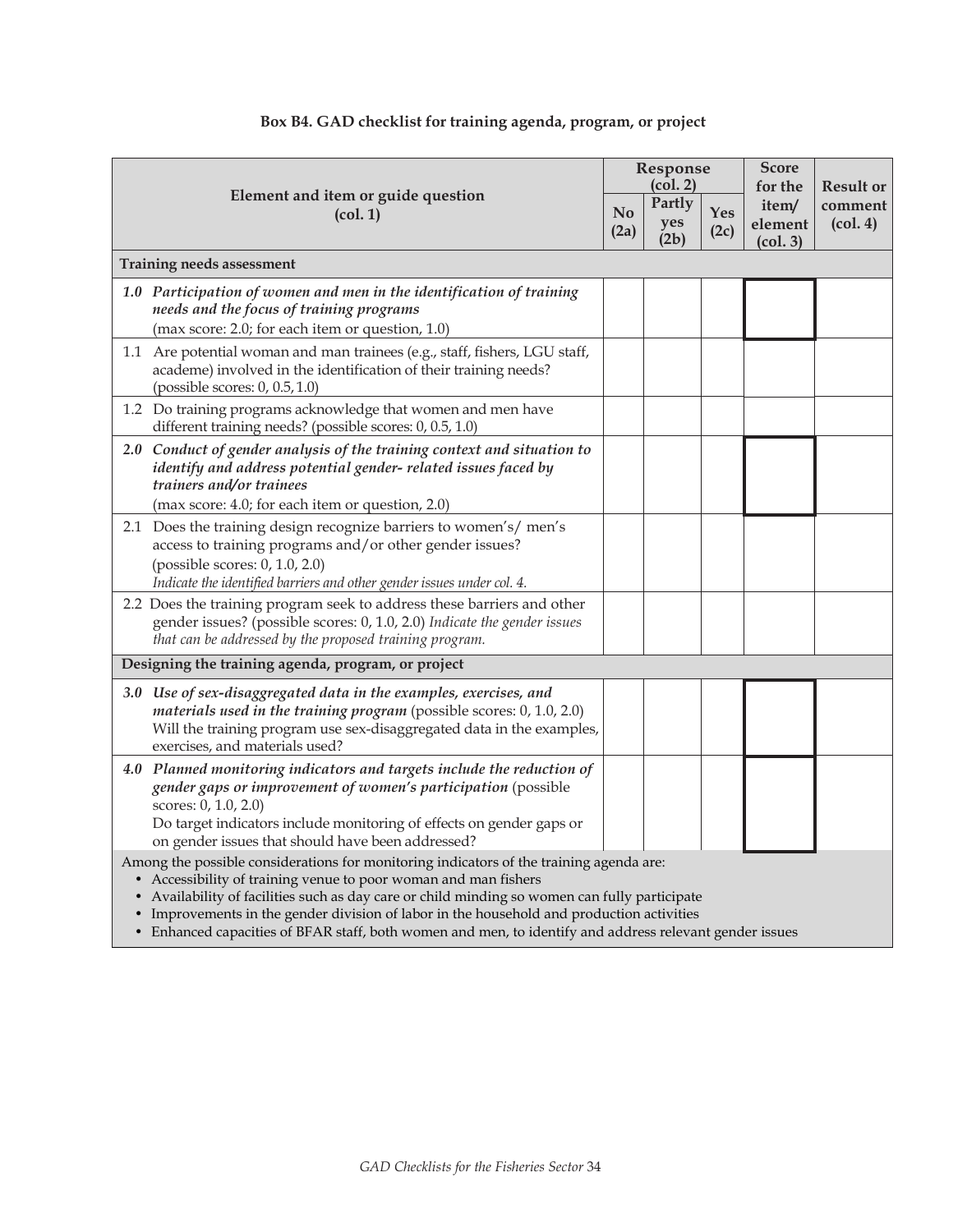**Box B4. GAD checklist for training agenda, program, or project**

| Element and item or guide question (col. 1) | Response (col. 2) | | | Score for the item/ element (col. 3) | Result or comment (col. 4) |
|---|---|---|---|---|---|
| | No (2a) | Partly yes (2b) | Yes (2c) | | |
| **Training needs assessment** | | | | | |
| ***1.0 Participation of women and men in the identification of training needs and the focus of training programs*** (max score: 2.0; for each item or question, 1.0) | | | | | |
| 1.1 Are potential woman and man trainees (e.g., staff, fishers, LGU staff, academe) involved in the identification of their training needs? (possible scores: 0, 0.5, 1.0) | | | | | |
| 1.2 Do training programs acknowledge that women and men have different training needs? (possible scores: 0, 0.5, 1.0) | | | | | |
| ***2.0 Conduct of gender analysis of the training context and situation to identify and address potential gender- related issues faced by trainers and/or trainees*** (max score: 4.0; for each item or question, 2.0) | | | | | |
| 2.1 Does the training design recognize barriers to women's/ men's access to training programs and/or other gender issues? (possible scores: 0, 1.0, 2.0) *Indicate the identified barriers and other gender issues under col. 4.* | | | | | |
| 2.2 Does the training program seek to address these barriers and other gender issues? (possible scores: 0, 1.0, 2.0) *Indicate the gender issues that can be addressed by the proposed training program.* | | | | | |
| **Designing the training agenda, program, or project** | | | | | |
| ***3.0 Use of sex-disaggregated data in the examples, exercises, and materials used in the training program*** (possible scores: 0, 1.0, 2.0) Will the training program use sex-disaggregated data in the examples, exercises, and materials used? | | | | | |
| ***4.0 Planned monitoring indicators and targets include the reduction of gender gaps or improvement of women's participation*** (possible scores: 0, 1.0, 2.0) Do target indicators include monitoring of effects on gender gaps or on gender issues that should have been addressed? | | | | | |

Among the possible considerations for monitoring indicators of the training agenda are:

- Accessibility of training venue to poor woman and man fishers
- Availability of facilities such as day care or child minding so women can fully participate
- Improvements in the gender division of labor in the household and production activities
- Enhanced capacities of BFAR staff, both women and men, to identify and address relevant gender issues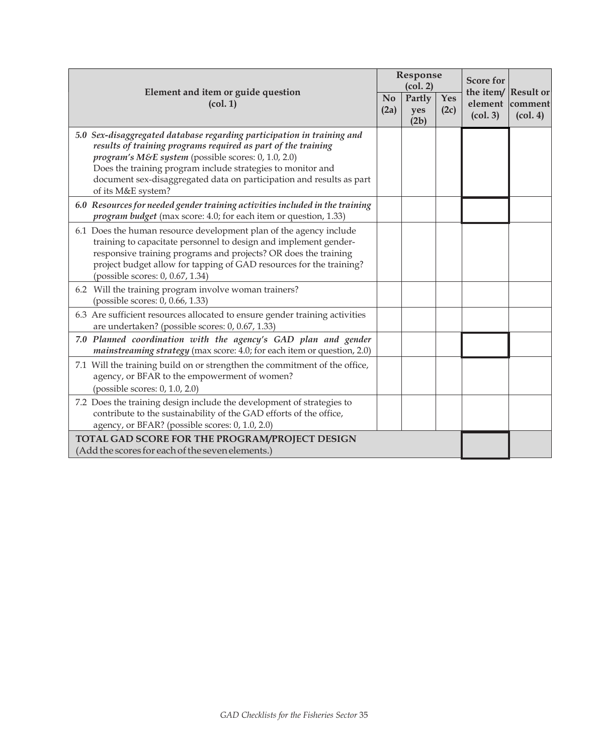| Element and item or guide question (col. 1) | Response (col. 2) | | | Score for the item/ element (col. 3) | Result or comment (col. 4) |
|---|---|---|---|---|---|
| | No (2a) | Partly yes (2b) | Yes (2c) | | |
| ***5.0 Sex-disaggregated database regarding participation in training and results of training programs required as part of the training program's M&E system*** (possible scores: 0, 1.0, 2.0) Does the training program include strategies to monitor and document sex-disaggregated data on participation and results as part of its M&E system? | | | | | |
| ***6.0 Resources for needed gender training activities included in the training program budget*** (max score: 4.0; for each item or question, 1.33) | | | | | |
| 6.1 Does the human resource development plan of the agency include training to capacitate personnel to design and implement gender-responsive training programs and projects? OR does the training project budget allow for tapping of GAD resources for the training? (possible scores: 0, 0.67, 1.34) | | | | | |
| 6.2 Will the training program involve woman trainers? (possible scores: 0, 0.66, 1.33) | | | | | |
| 6.3 Are sufficient resources allocated to ensure gender training activities are undertaken? (possible scores: 0, 0.67, 1.33) | | | | | |
| ***7.0 Planned coordination with the agency's GAD plan and gender mainstreaming strategy*** (max score: 4.0; for each item or question, 2.0) | | | | | |
| 7.1 Will the training build on or strengthen the commitment of the office, agency, or BFAR to the empowerment of women? (possible scores: 0, 1.0, 2.0) | | | | | |
| 7.2 Does the training design include the development of strategies to contribute to the sustainability of the GAD efforts of the office, agency, or BFAR? (possible scores: 0, 1.0, 2.0) | | | | | |
| **TOTAL GAD SCORE FOR THE PROGRAM/PROJECT DESIGN** (Add the scores for each of the seven elements.) | | | | | |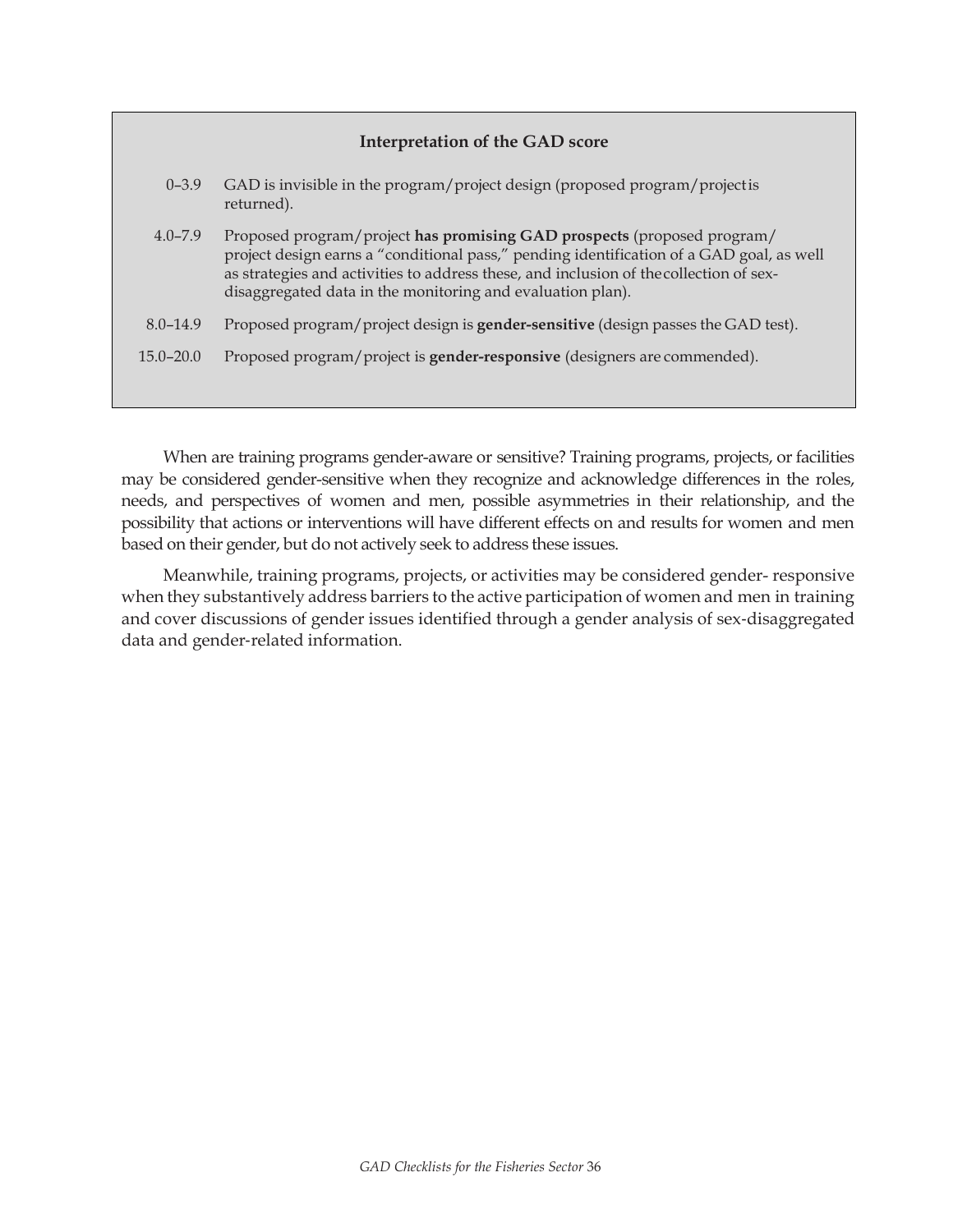**Interpretation of the GAD score**

| | |
|---|---|
| 0–3.9 | GAD is invisible in the program/project design (proposed program/project is returned). |
| 4.0–7.9 | Proposed program/project **has promising GAD prospects** (proposed program/project design earns a "conditional pass," pending identification of a GAD goal, as well as strategies and activities to address these, and inclusion of the collection of sex-disaggregated data in the monitoring and evaluation plan). |
| 8.0–14.9 | Proposed program/project design is **gender-sensitive** (design passes the GAD test). |
| 15.0–20.0 | Proposed program/project is **gender-responsive** (designers are commended). |

When are training programs gender-aware or sensitive? Training programs, projects, or facilities may be considered gender-sensitive when they recognize and acknowledge differences in the roles, needs, and perspectives of women and men, possible asymmetries in their relationship, and the possibility that actions or interventions will have different effects on and results for women and men based on their gender, but do not actively seek to address these issues.

Meanwhile, training programs, projects, or activities may be considered gender- responsive when they substantively address barriers to the active participation of women and men in training and cover discussions of gender issues identified through a gender analysis of sex-disaggregated data and gender-related information.